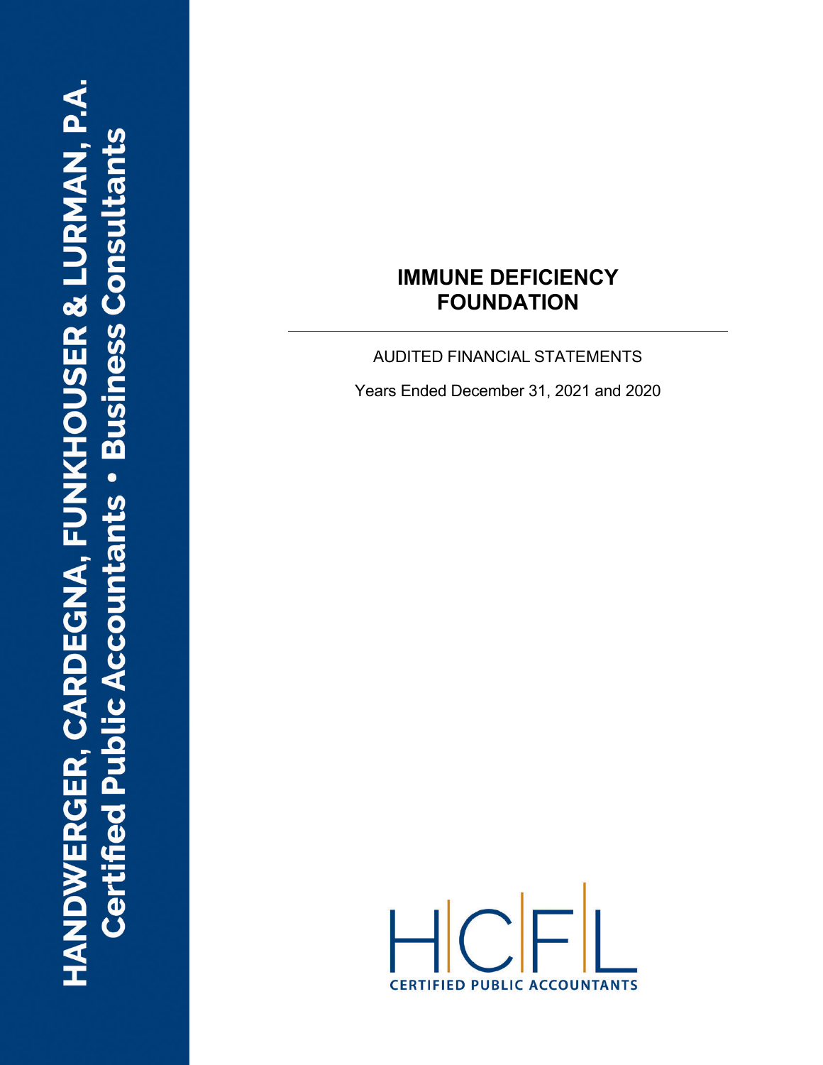HANDWERGER, CARDEGNA, FUNKHOUSER & LURMAN, P.A.
Certified Public Accountants • Business Consultants

# IMMUNE DEFICIENCY FOUNDATION

AUDITED FINANCIAL STATEMENTS

Years Ended December 31, 2021 and 2020

HCFL
CERTIFIED PUBLIC ACCOUNTANTS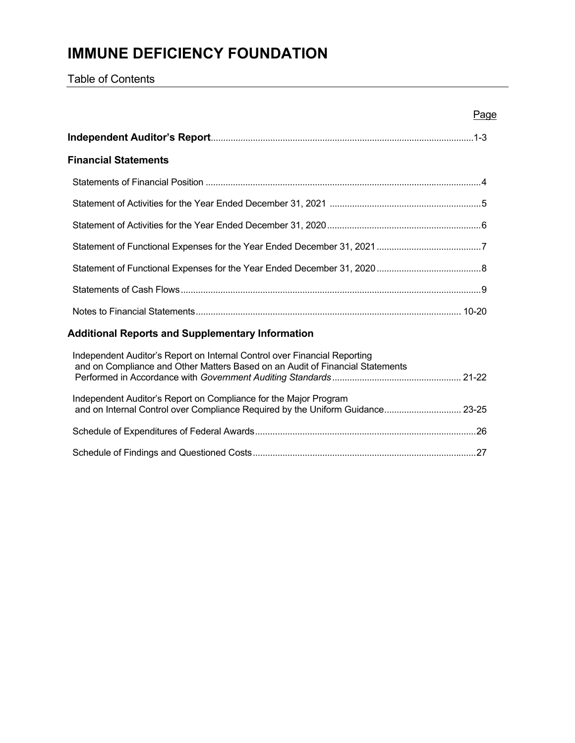# IMMUNE DEFICIENCY FOUNDATION

Table of Contents

| | Page |
|---|---|
| **Independent Auditor's Report** | 1-3 |
| **Financial Statements** | |
| Statements of Financial Position | 4 |
| Statement of Activities for the Year Ended December 31, 2021 | 5 |
| Statement of Activities for the Year Ended December 31, 2020 | 6 |
| Statement of Functional Expenses for the Year Ended December 31, 2021 | 7 |
| Statement of Functional Expenses for the Year Ended December 31, 2020 | 8 |
| Statements of Cash Flows | 9 |
| Notes to Financial Statements | 10-20 |
| **Additional Reports and Supplementary Information** | |
| Independent Auditor's Report on Internal Control over Financial Reporting and on Compliance and Other Matters Based on an Audit of Financial Statements Performed in Accordance with *Government Auditing Standards* | 21-22 |
| Independent Auditor's Report on Compliance for the Major Program and on Internal Control over Compliance Required by the Uniform Guidance | 23-25 |
| Schedule of Expenditures of Federal Awards | 26 |
| Schedule of Findings and Questioned Costs | 27 |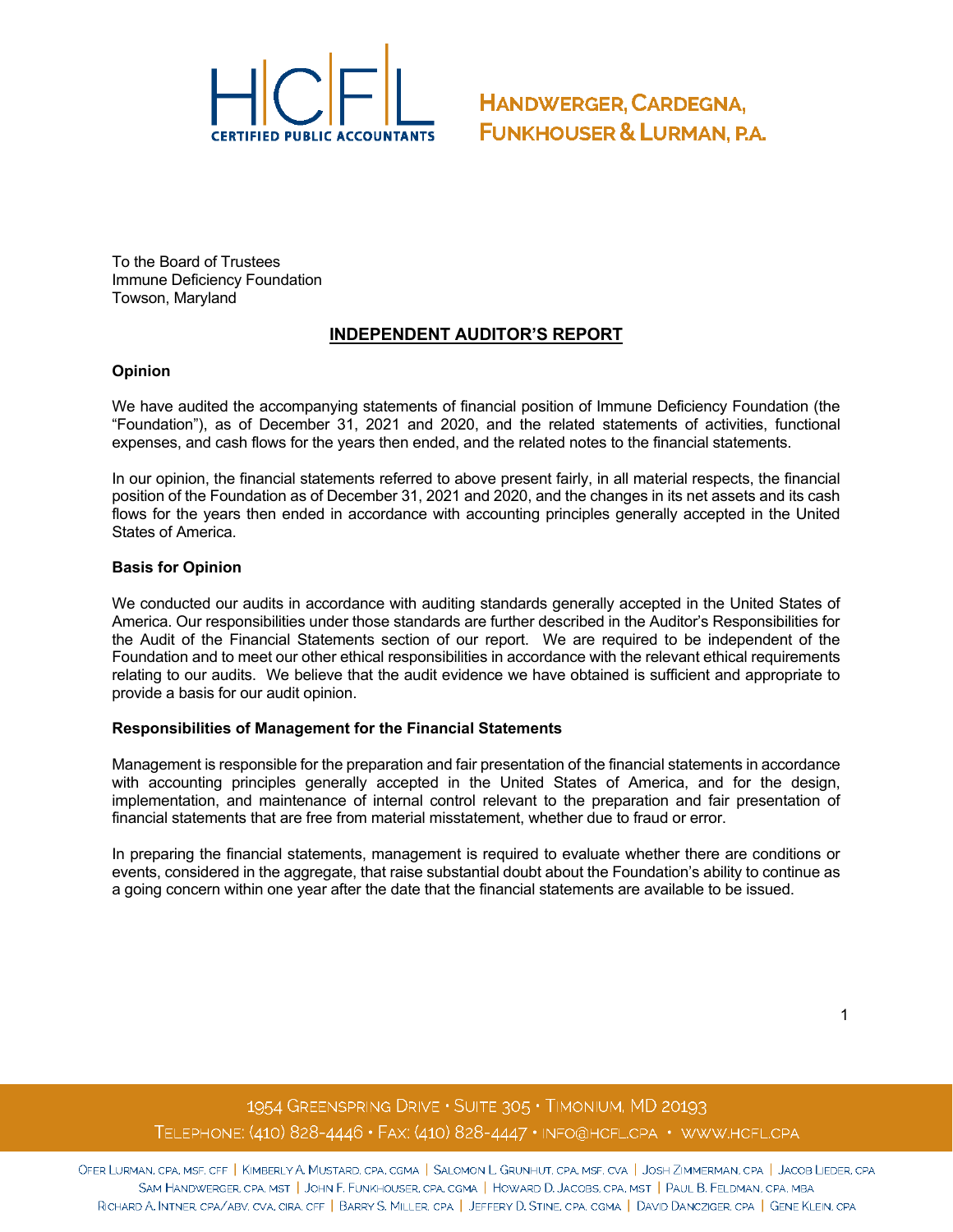HANDWERGER, CARDEGNA, FUNKHOUSER & LURMAN, P.A.

To the Board of Trustees
Immune Deficiency Foundation
Towson, Maryland

## INDEPENDENT AUDITOR'S REPORT

**Opinion**

We have audited the accompanying statements of financial position of Immune Deficiency Foundation (the "Foundation"), as of December 31, 2021 and 2020, and the related statements of activities, functional expenses, and cash flows for the years then ended, and the related notes to the financial statements.

In our opinion, the financial statements referred to above present fairly, in all material respects, the financial position of the Foundation as of December 31, 2021 and 2020, and the changes in its net assets and its cash flows for the years then ended in accordance with accounting principles generally accepted in the United States of America.

**Basis for Opinion**

We conducted our audits in accordance with auditing standards generally accepted in the United States of America. Our responsibilities under those standards are further described in the Auditor's Responsibilities for the Audit of the Financial Statements section of our report. We are required to be independent of the Foundation and to meet our other ethical responsibilities in accordance with the relevant ethical requirements relating to our audits. We believe that the audit evidence we have obtained is sufficient and appropriate to provide a basis for our audit opinion.

**Responsibilities of Management for the Financial Statements**

Management is responsible for the preparation and fair presentation of the financial statements in accordance with accounting principles generally accepted in the United States of America, and for the design, implementation, and maintenance of internal control relevant to the preparation and fair presentation of financial statements that are free from material misstatement, whether due to fraud or error.

In preparing the financial statements, management is required to evaluate whether there are conditions or events, considered in the aggregate, that raise substantial doubt about the Foundation's ability to continue as a going concern within one year after the date that the financial statements are available to be issued.

1954 Greenspring Drive • Suite 305 • Timonium, MD 20193
Telephone: (410) 828-4446 • Fax: (410) 828-4447 • info@hcfl.cpa • www.hcfl.cpa

Ofer Lurman, CPA, MSF, CFF | Kimberly A. Mustard, CPA, CGMA | Salomon L. Grunhut, CPA, MSF, CVA | Josh Zimmerman, CPA | Jacob Lieder, CPA
Sam Handwerger, CPA, MST | John F. Funkhouser, CPA, CGMA | Howard D. Jacobs, CPA, MST | Paul B. Feldman, CPA, MBA
Richard A. Intner, CPA/ABV, CVA, CIRA, CFF | Barry S. Miller, CPA | Jeffery D. Stine, CPA, CGMA | David Danczziger, CPA | Gene Klein, CPA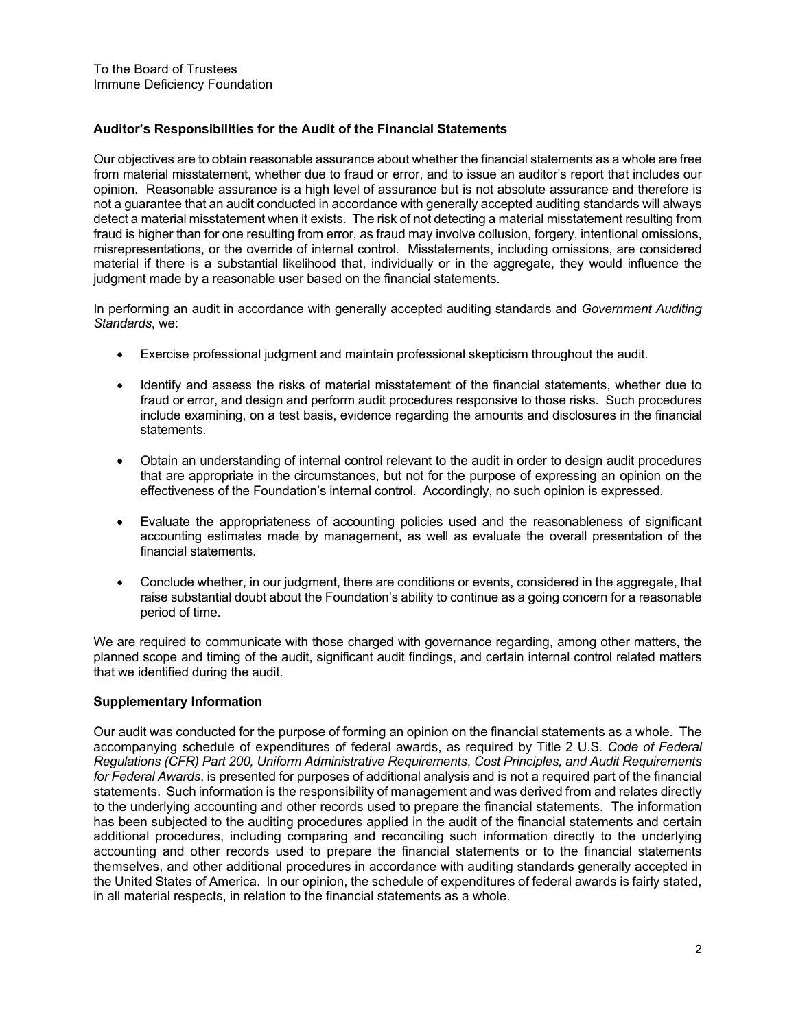To the Board of Trustees
Immune Deficiency Foundation

## Auditor's Responsibilities for the Audit of the Financial Statements

Our objectives are to obtain reasonable assurance about whether the financial statements as a whole are free from material misstatement, whether due to fraud or error, and to issue an auditor's report that includes our opinion. Reasonable assurance is a high level of assurance but is not absolute assurance and therefore is not a guarantee that an audit conducted in accordance with generally accepted auditing standards will always detect a material misstatement when it exists. The risk of not detecting a material misstatement resulting from fraud is higher than for one resulting from error, as fraud may involve collusion, forgery, intentional omissions, misrepresentations, or the override of internal control. Misstatements, including omissions, are considered material if there is a substantial likelihood that, individually or in the aggregate, they would influence the judgment made by a reasonable user based on the financial statements.

In performing an audit in accordance with generally accepted auditing standards and *Government Auditing Standards*, we:

- Exercise professional judgment and maintain professional skepticism throughout the audit.
- Identify and assess the risks of material misstatement of the financial statements, whether due to fraud or error, and design and perform audit procedures responsive to those risks. Such procedures include examining, on a test basis, evidence regarding the amounts and disclosures in the financial statements.
- Obtain an understanding of internal control relevant to the audit in order to design audit procedures that are appropriate in the circumstances, but not for the purpose of expressing an opinion on the effectiveness of the Foundation's internal control. Accordingly, no such opinion is expressed.
- Evaluate the appropriateness of accounting policies used and the reasonableness of significant accounting estimates made by management, as well as evaluate the overall presentation of the financial statements.
- Conclude whether, in our judgment, there are conditions or events, considered in the aggregate, that raise substantial doubt about the Foundation's ability to continue as a going concern for a reasonable period of time.

We are required to communicate with those charged with governance regarding, among other matters, the planned scope and timing of the audit, significant audit findings, and certain internal control related matters that we identified during the audit.

## Supplementary Information

Our audit was conducted for the purpose of forming an opinion on the financial statements as a whole. The accompanying schedule of expenditures of federal awards, as required by Title 2 U.S. *Code of Federal Regulations (CFR) Part 200, Uniform Administrative Requirements*, *Cost Principles, and Audit Requirements for Federal Awards*, is presented for purposes of additional analysis and is not a required part of the financial statements. Such information is the responsibility of management and was derived from and relates directly to the underlying accounting and other records used to prepare the financial statements. The information has been subjected to the auditing procedures applied in the audit of the financial statements and certain additional procedures, including comparing and reconciling such information directly to the underlying accounting and other records used to prepare the financial statements or to the financial statements themselves, and other additional procedures in accordance with auditing standards generally accepted in the United States of America. In our opinion, the schedule of expenditures of federal awards is fairly stated, in all material respects, in relation to the financial statements as a whole.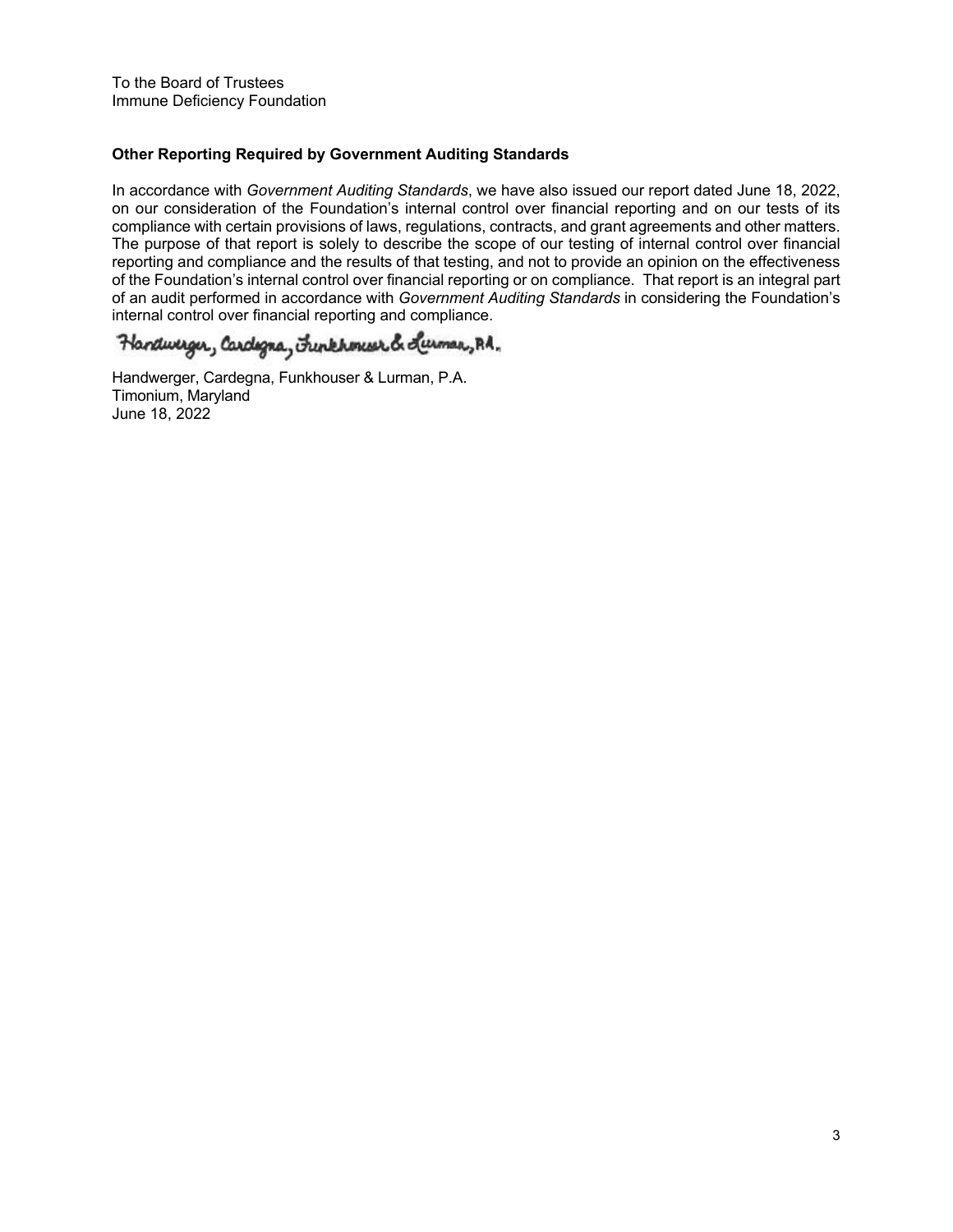To the Board of Trustees
Immune Deficiency Foundation

**Other Reporting Required by Government Auditing Standards**

In accordance with *Government Auditing Standards*, we have also issued our report dated June 18, 2022, on our consideration of the Foundation's internal control over financial reporting and on our tests of its compliance with certain provisions of laws, regulations, contracts, and grant agreements and other matters. The purpose of that report is solely to describe the scope of our testing of internal control over financial reporting and compliance and the results of that testing, and not to provide an opinion on the effectiveness of the Foundation's internal control over financial reporting or on compliance. That report is an integral part of an audit performed in accordance with *Government Auditing Standards* in considering the Foundation's internal control over financial reporting and compliance.

Handwerger, Cardegna, Funkhouser & Lurman, P.A.

Handwerger, Cardegna, Funkhouser & Lurman, P.A.
Timonium, Maryland
June 18, 2022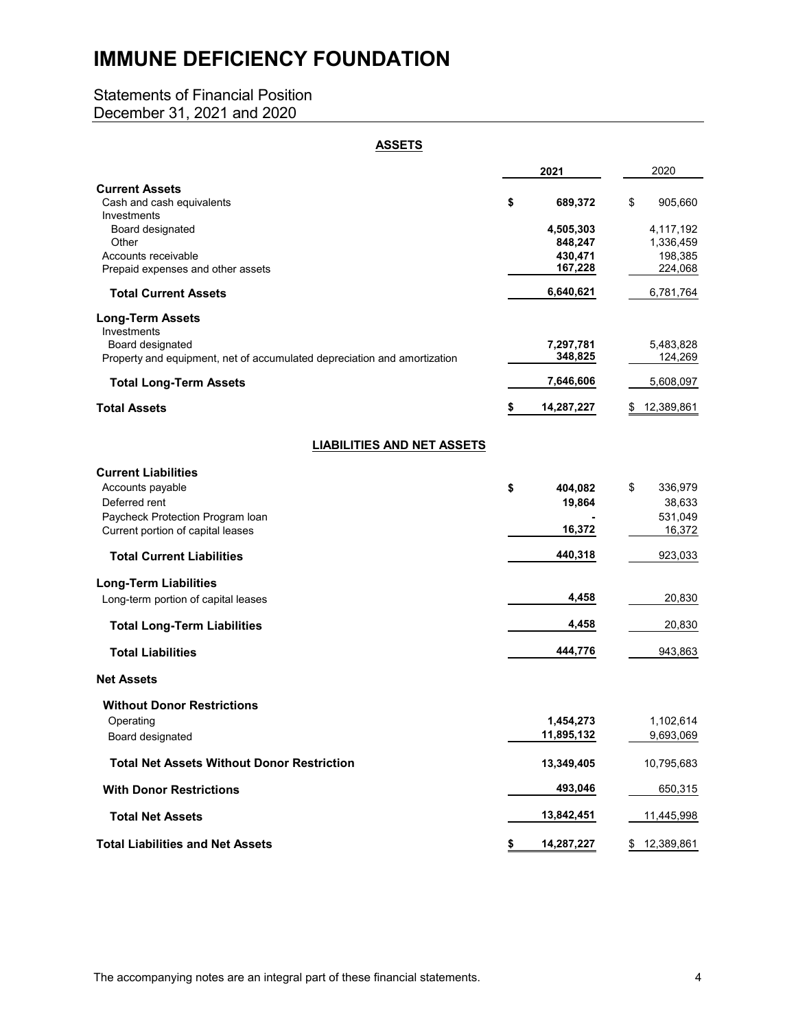# IMMUNE DEFICIENCY FOUNDATION

## Statements of Financial Position
## December 31, 2021 and 2020

### ASSETS

| | 2021 | 2020 |
|---|---|---|
| **Current Assets** | | |
| Cash and cash equivalents | **$ 689,372** | $ 905,660 |
| Investments | | |
| Board designated | **4,505,303** | 4,117,192 |
| Other | **848,247** | 1,336,459 |
| Accounts receivable | **430,471** | 198,385 |
| Prepaid expenses and other assets | **167,228** | 224,068 |
| **Total Current Assets** | **6,640,621** | 6,781,764 |
| **Long-Term Assets** | | |
| Investments | | |
| Board designated | **7,297,781** | 5,483,828 |
| Property and equipment, net of accumulated depreciation and amortization | **348,825** | 124,269 |
| **Total Long-Term Assets** | **7,646,606** | 5,608,097 |
| **Total Assets** | **$ 14,287,227** | $ 12,389,861 |

### LIABILITIES AND NET ASSETS

| | 2021 | 2020 |
|---|---|---|
| **Current Liabilities** | | |
| Accounts payable | **$ 404,082** | $ 336,979 |
| Deferred rent | **19,864** | 38,633 |
| Paycheck Protection Program loan | **-** | 531,049 |
| Current portion of capital leases | **16,372** | 16,372 |
| **Total Current Liabilities** | **440,318** | 923,033 |
| **Long-Term Liabilities** | | |
| Long-term portion of capital leases | **4,458** | 20,830 |
| **Total Long-Term Liabilities** | **4,458** | 20,830 |
| **Total Liabilities** | **444,776** | 943,863 |
| **Net Assets** | | |
| **Without Donor Restrictions** | | |
| Operating | **1,454,273** | 1,102,614 |
| Board designated | **11,895,132** | 9,693,069 |
| **Total Net Assets Without Donor Restriction** | **13,349,405** | 10,795,683 |
| **With Donor Restrictions** | **493,046** | 650,315 |
| **Total Net Assets** | **13,842,451** | 11,445,998 |
| **Total Liabilities and Net Assets** | **$ 14,287,227** | $ 12,389,861 |

The accompanying notes are an integral part of these financial statements.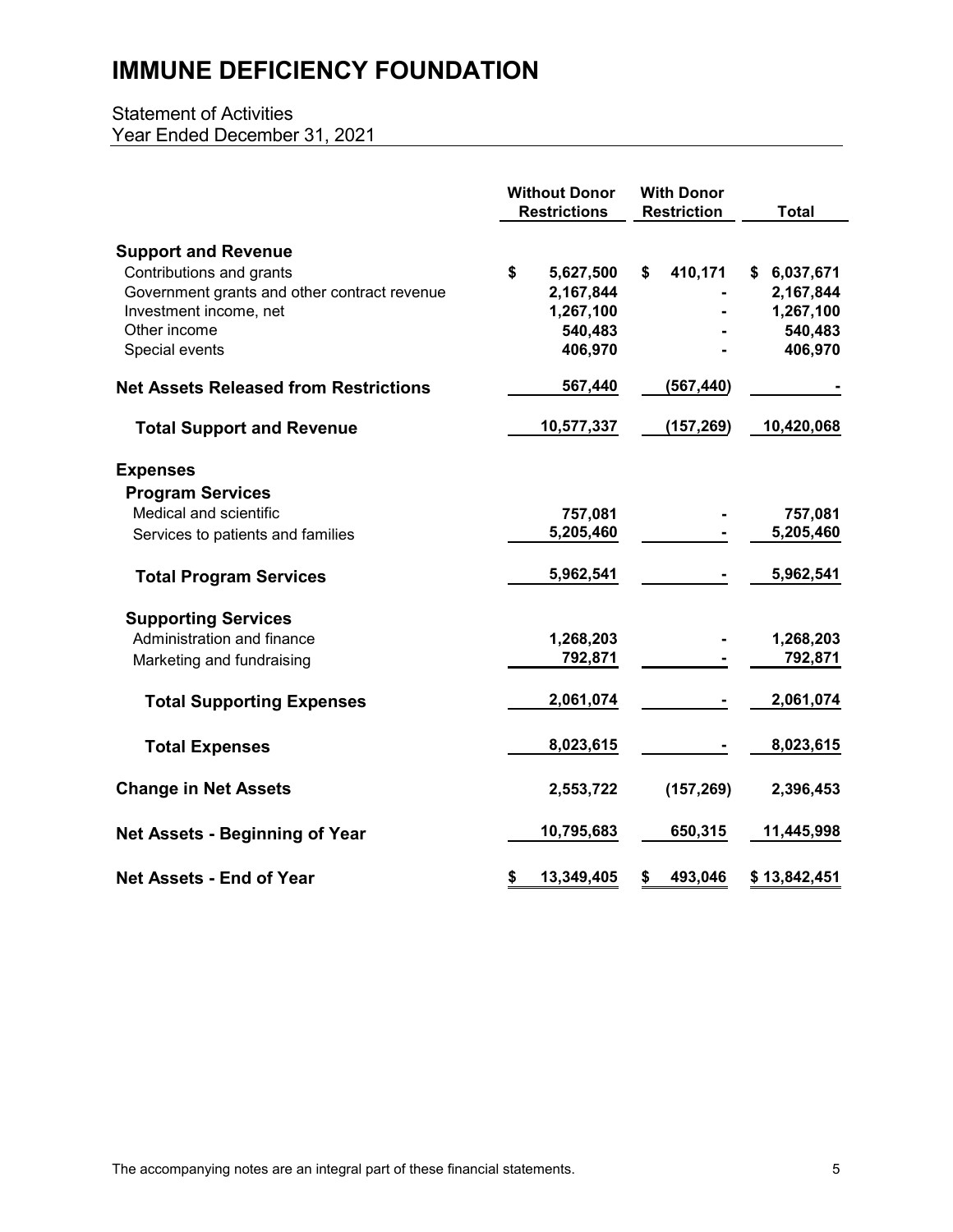# IMMUNE DEFICIENCY FOUNDATION

Statement of Activities
Year Ended December 31, 2021

| | Without Donor Restrictions | With Donor Restriction | Total |
|---|---|---|---|
| **Support and Revenue** | | | |
| Contributions and grants | $ 5,627,500 | $ 410,171 | $ 6,037,671 |
| Government grants and other contract revenue | 2,167,844 | - | 2,167,844 |
| Investment income, net | 1,267,100 | - | 1,267,100 |
| Other income | 540,483 | - | 540,483 |
| Special events | 406,970 | - | 406,970 |
| **Net Assets Released from Restrictions** | 567,440 | (567,440) | - |
| **Total Support and Revenue** | 10,577,337 | (157,269) | 10,420,068 |
| **Expenses** | | | |
| **Program Services** | | | |
| Medical and scientific | 757,081 | - | 757,081 |
| Services to patients and families | 5,205,460 | - | 5,205,460 |
| **Total Program Services** | 5,962,541 | - | 5,962,541 |
| **Supporting Services** | | | |
| Administration and finance | 1,268,203 | - | 1,268,203 |
| Marketing and fundraising | 792,871 | - | 792,871 |
| **Total Supporting Expenses** | 2,061,074 | - | 2,061,074 |
| **Total Expenses** | 8,023,615 | - | 8,023,615 |
| **Change in Net Assets** | 2,553,722 | (157,269) | 2,396,453 |
| **Net Assets - Beginning of Year** | 10,795,683 | 650,315 | 11,445,998 |
| **Net Assets - End of Year** | $ 13,349,405 | $ 493,046 | $ 13,842,451 |

The accompanying notes are an integral part of these financial statements.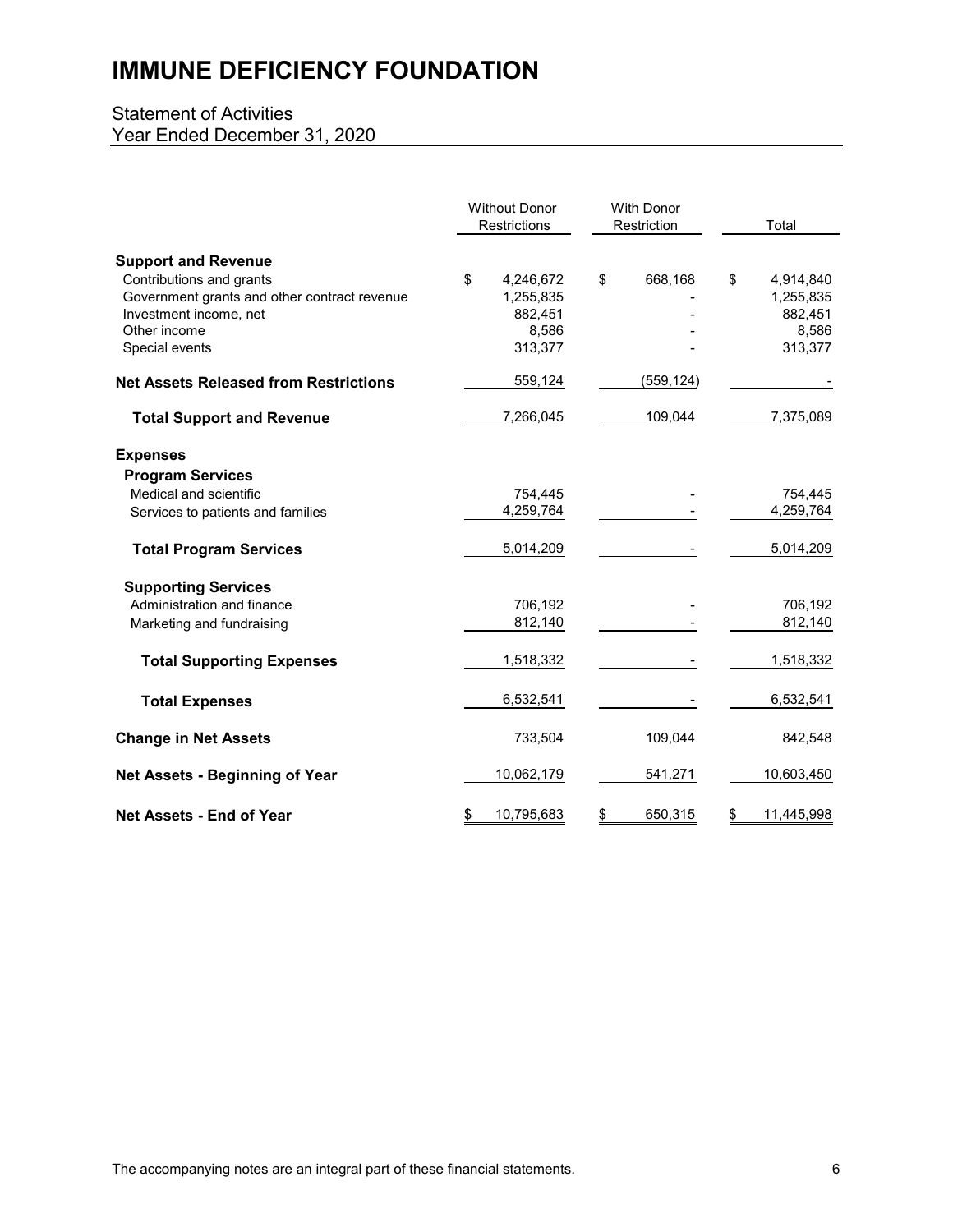# IMMUNE DEFICIENCY FOUNDATION

## Statement of Activities
Year Ended December 31, 2020

| | Without Donor Restrictions | With Donor Restriction | Total |
|---|---|---|---|
| **Support and Revenue** | | | |
| Contributions and grants | $ 4,246,672 | $ 668,168 | $ 4,914,840 |
| Government grants and other contract revenue | 1,255,835 | - | 1,255,835 |
| Investment income, net | 882,451 | - | 882,451 |
| Other income | 8,586 | - | 8,586 |
| Special events | 313,377 | - | 313,377 |
| **Net Assets Released from Restrictions** | 559,124 | (559,124) | - |
| **Total Support and Revenue** | 7,266,045 | 109,044 | 7,375,089 |
| **Expenses** | | | |
| **Program Services** | | | |
| Medical and scientific | 754,445 | - | 754,445 |
| Services to patients and families | 4,259,764 | - | 4,259,764 |
| **Total Program Services** | 5,014,209 | - | 5,014,209 |
| **Supporting Services** | | | |
| Administration and finance | 706,192 | - | 706,192 |
| Marketing and fundraising | 812,140 | - | 812,140 |
| **Total Supporting Expenses** | 1,518,332 | - | 1,518,332 |
| **Total Expenses** | 6,532,541 | - | 6,532,541 |
| **Change in Net Assets** | 733,504 | 109,044 | 842,548 |
| **Net Assets - Beginning of Year** | 10,062,179 | 541,271 | 10,603,450 |
| **Net Assets - End of Year** | $ 10,795,683 | $ 650,315 | $ 11,445,998 |

The accompanying notes are an integral part of these financial statements.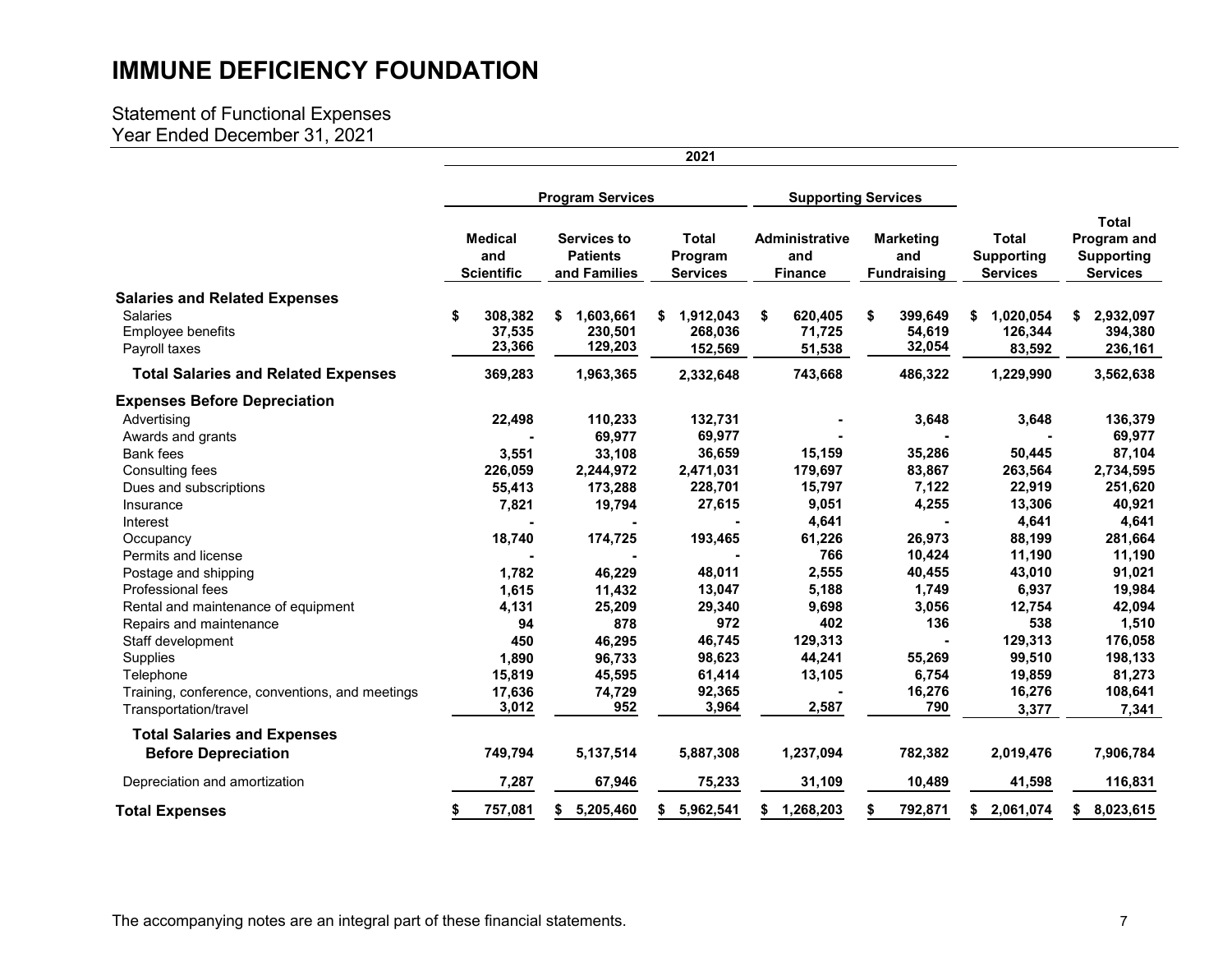# IMMUNE DEFICIENCY FOUNDATION

Statement of Functional Expenses
Year Ended December 31, 2021

| | 2021 | | | | | | |
|---|---|---|---|---|---|---|---|
| | Program Services | | | Supporting Services | | | |
| | Medical and Scientific | Services to Patients and Families | Total Program Services | Administrative and Finance | Marketing and Fundraising | Total Supporting Services | Total Program and Supporting Services |
| **Salaries and Related Expenses** | | | | | | | |
| Salaries | $ 308,382 | $ 1,603,661 | $ 1,912,043 | $ 620,405 | $ 399,649 | $ 1,020,054 | $ 2,932,097 |
| Employee benefits | 37,535 | 230,501 | 268,036 | 71,725 | 54,619 | 126,344 | 394,380 |
| Payroll taxes | 23,366 | 129,203 | 152,569 | 51,538 | 32,054 | 83,592 | 236,161 |
| **Total Salaries and Related Expenses** | 369,283 | 1,963,365 | 2,332,648 | 743,668 | 486,322 | 1,229,990 | 3,562,638 |
| **Expenses Before Depreciation** | | | | | | | |
| Advertising | 22,498 | 110,233 | 132,731 | - | 3,648 | 3,648 | 136,379 |
| Awards and grants | - | 69,977 | 69,977 | - | - | - | 69,977 |
| Bank fees | 3,551 | 33,108 | 36,659 | 15,159 | 35,286 | 50,445 | 87,104 |
| Consulting fees | 226,059 | 2,244,972 | 2,471,031 | 179,697 | 83,867 | 263,564 | 2,734,595 |
| Dues and subscriptions | 55,413 | 173,288 | 228,701 | 15,797 | 7,122 | 22,919 | 251,620 |
| Insurance | 7,821 | 19,794 | 27,615 | 9,051 | 4,255 | 13,306 | 40,921 |
| Interest | - | - | - | 4,641 | - | 4,641 | 4,641 |
| Occupancy | 18,740 | 174,725 | 193,465 | 61,226 | 26,973 | 88,199 | 281,664 |
| Permits and license | - | - | - | 766 | 10,424 | 11,190 | 11,190 |
| Postage and shipping | 1,782 | 46,229 | 48,011 | 2,555 | 40,455 | 43,010 | 91,021 |
| Professional fees | 1,615 | 11,432 | 13,047 | 5,188 | 1,749 | 6,937 | 19,984 |
| Rental and maintenance of equipment | 4,131 | 25,209 | 29,340 | 9,698 | 3,056 | 12,754 | 42,094 |
| Repairs and maintenance | 94 | 878 | 972 | 402 | 136 | 538 | 1,510 |
| Staff development | 450 | 46,295 | 46,745 | 129,313 | - | 129,313 | 176,058 |
| Supplies | 1,890 | 96,733 | 98,623 | 44,241 | 55,269 | 99,510 | 198,133 |
| Telephone | 15,819 | 45,595 | 61,414 | 13,105 | 6,754 | 19,859 | 81,273 |
| Training, conference, conventions, and meetings | 17,636 | 74,729 | 92,365 | - | 16,276 | 16,276 | 108,641 |
| Transportation/travel | 3,012 | 952 | 3,964 | 2,587 | 790 | 3,377 | 7,341 |
| **Total Salaries and Expenses Before Depreciation** | 749,794 | 5,137,514 | 5,887,308 | 1,237,094 | 782,382 | 2,019,476 | 7,906,784 |
| Depreciation and amortization | 7,287 | 67,946 | 75,233 | 31,109 | 10,489 | 41,598 | 116,831 |
| **Total Expenses** | $ 757,081 | $ 5,205,460 | $ 5,962,541 | $ 1,268,203 | $ 792,871 | $ 2,061,074 | $ 8,023,615 |

The accompanying notes are an integral part of these financial statements.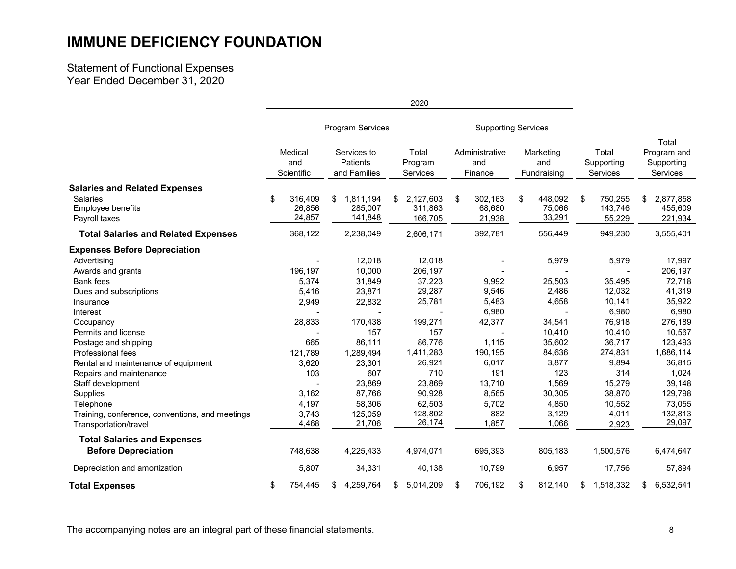# IMMUNE DEFICIENCY FOUNDATION

## Statement of Functional Expenses
## Year Ended December 31, 2020

| | 2020 | | | | | | |
|---|---|---|---|---|---|---|---|
| | Program Services | | | Supporting Services | | | |
| | Medical and Scientific | Services to Patients and Families | Total Program Services | Administrative and Finance | Marketing and Fundraising | Total Supporting Services | Total Program and Supporting Services |
| **Salaries and Related Expenses** | | | | | | | |
| Salaries | $ 316,409 | $ 1,811,194 | $ 2,127,603 | $ 302,163 | $ 448,092 | $ 750,255 | $ 2,877,858 |
| Employee benefits | 26,856 | 285,007 | 311,863 | 68,680 | 75,066 | 143,746 | 455,609 |
| Payroll taxes | 24,857 | 141,848 | 166,705 | 21,938 | 33,291 | 55,229 | 221,934 |
| **Total Salaries and Related Expenses** | 368,122 | 2,238,049 | 2,606,171 | 392,781 | 556,449 | 949,230 | 3,555,401 |
| **Expenses Before Depreciation** | | | | | | | |
| Advertising | - | 12,018 | 12,018 | - | 5,979 | 5,979 | 17,997 |
| Awards and grants | 196,197 | 10,000 | 206,197 | - | - | - | 206,197 |
| Bank fees | 5,374 | 31,849 | 37,223 | 9,992 | 25,503 | 35,495 | 72,718 |
| Dues and subscriptions | 5,416 | 23,871 | 29,287 | 9,546 | 2,486 | 12,032 | 41,319 |
| Insurance | 2,949 | 22,832 | 25,781 | 5,483 | 4,658 | 10,141 | 35,922 |
| Interest | - | - | - | 6,980 | - | 6,980 | 6,980 |
| Occupancy | 28,833 | 170,438 | 199,271 | 42,377 | 34,541 | 76,918 | 276,189 |
| Permits and license | - | 157 | 157 | - | 10,410 | 10,410 | 10,567 |
| Postage and shipping | 665 | 86,111 | 86,776 | 1,115 | 35,602 | 36,717 | 123,493 |
| Professional fees | 121,789 | 1,289,494 | 1,411,283 | 190,195 | 84,636 | 274,831 | 1,686,114 |
| Rental and maintenance of equipment | 3,620 | 23,301 | 26,921 | 6,017 | 3,877 | 9,894 | 36,815 |
| Repairs and maintenance | 103 | 607 | 710 | 191 | 123 | 314 | 1,024 |
| Staff development | - | 23,869 | 23,869 | 13,710 | 1,569 | 15,279 | 39,148 |
| Supplies | 3,162 | 87,766 | 90,928 | 8,565 | 30,305 | 38,870 | 129,798 |
| Telephone | 4,197 | 58,306 | 62,503 | 5,702 | 4,850 | 10,552 | 73,055 |
| Training, conference, conventions, and meetings | 3,743 | 125,059 | 128,802 | 882 | 3,129 | 4,011 | 132,813 |
| Transportation/travel | 4,468 | 21,706 | 26,174 | 1,857 | 1,066 | 2,923 | 29,097 |
| **Total Salaries and Expenses Before Depreciation** | 748,638 | 4,225,433 | 4,974,071 | 695,393 | 805,183 | 1,500,576 | 6,474,647 |
| Depreciation and amortization | 5,807 | 34,331 | 40,138 | 10,799 | 6,957 | 17,756 | 57,894 |
| **Total Expenses** | $ 754,445 | $ 4,259,764 | $ 5,014,209 | $ 706,192 | $ 812,140 | $ 1,518,332 | $ 6,532,541 |

The accompanying notes are an integral part of these financial statements.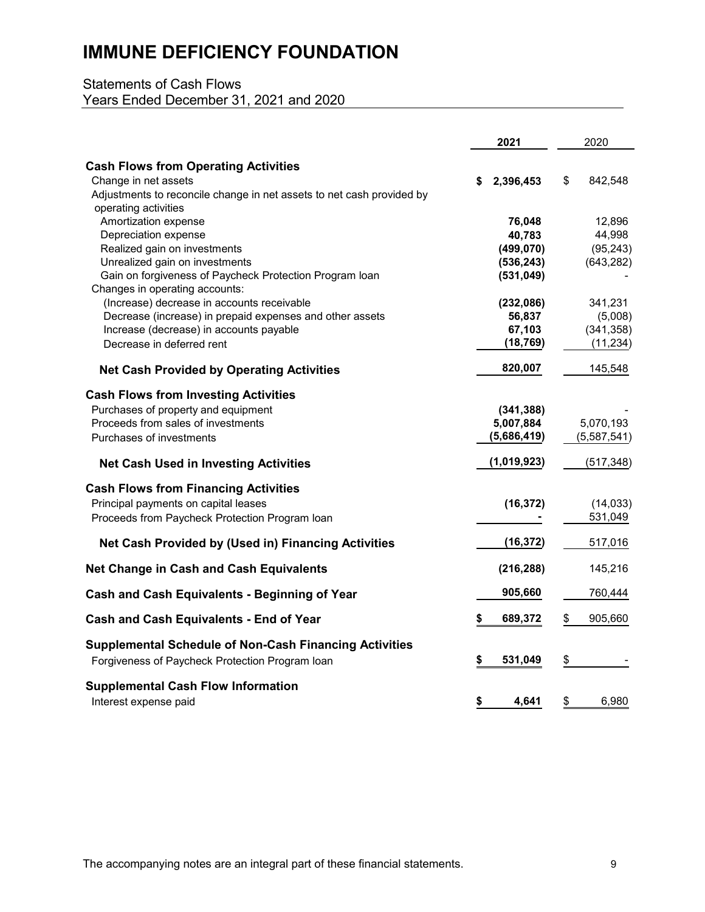# IMMUNE DEFICIENCY FOUNDATION

Statements of Cash Flows
Years Ended December 31, 2021 and 2020

| | 2021 | 2020 |
|---|---|---|
| **Cash Flows from Operating Activities** | | |
| Change in net assets | $ 2,396,453 | $ 842,548 |
| Adjustments to reconcile change in net assets to net cash provided by operating activities | | |
| Amortization expense | 76,048 | 12,896 |
| Depreciation expense | 40,783 | 44,998 |
| Realized gain on investments | (499,070) | (95,243) |
| Unrealized gain on investments | (536,243) | (643,282) |
| Gain on forgiveness of Paycheck Protection Program loan | (531,049) | - |
| Changes in operating accounts: | | |
| (Increase) decrease in accounts receivable | (232,086) | 341,231 |
| Decrease (increase) in prepaid expenses and other assets | 56,837 | (5,008) |
| Increase (decrease) in accounts payable | 67,103 | (341,358) |
| Decrease in deferred rent | (18,769) | (11,234) |
| **Net Cash Provided by Operating Activities** | 820,007 | 145,548 |
| **Cash Flows from Investing Activities** | | |
| Purchases of property and equipment | (341,388) | - |
| Proceeds from sales of investments | 5,007,884 | 5,070,193 |
| Purchases of investments | (5,686,419) | (5,587,541) |
| **Net Cash Used in Investing Activities** | (1,019,923) | (517,348) |
| **Cash Flows from Financing Activities** | | |
| Principal payments on capital leases | (16,372) | (14,033) |
| Proceeds from Paycheck Protection Program loan | - | 531,049 |
| **Net Cash Provided by (Used in) Financing Activities** | (16,372) | 517,016 |
| **Net Change in Cash and Cash Equivalents** | (216,288) | 145,216 |
| **Cash and Cash Equivalents - Beginning of Year** | 905,660 | 760,444 |
| **Cash and Cash Equivalents - End of Year** | $ 689,372 | $ 905,660 |
| **Supplemental Schedule of Non-Cash Financing Activities** | | |
| Forgiveness of Paycheck Protection Program loan | $ 531,049 | $ - |
| **Supplemental Cash Flow Information** | | |
| Interest expense paid | $ 4,641 | $ 6,980 |

The accompanying notes are an integral part of these financial statements.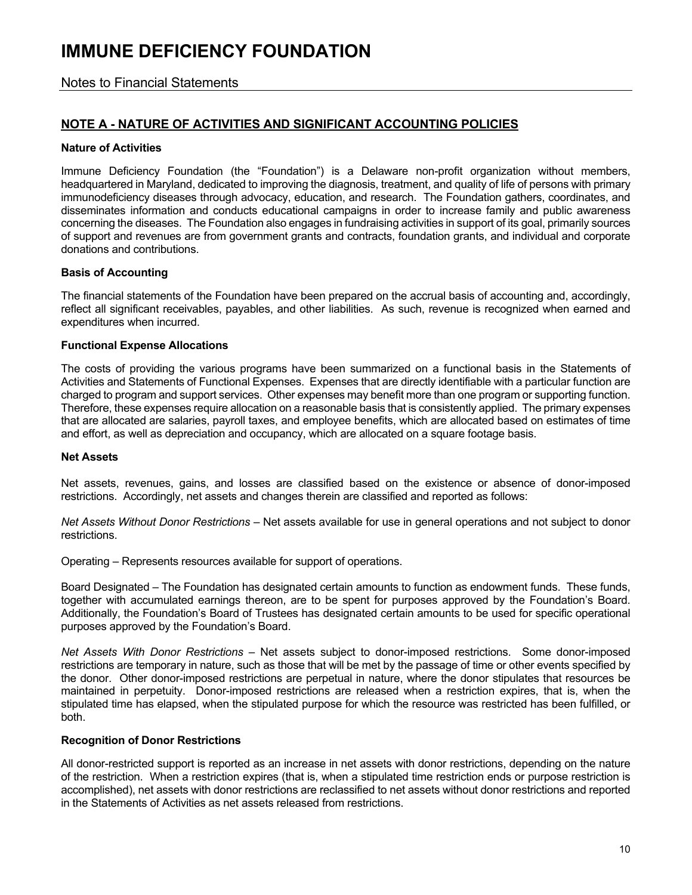# IMMUNE DEFICIENCY FOUNDATION

## Notes to Financial Statements

### NOTE A - NATURE OF ACTIVITIES AND SIGNIFICANT ACCOUNTING POLICIES

**Nature of Activities**

Immune Deficiency Foundation (the "Foundation") is a Delaware non-profit organization without members, headquartered in Maryland, dedicated to improving the diagnosis, treatment, and quality of life of persons with primary immunodeficiency diseases through advocacy, education, and research. The Foundation gathers, coordinates, and disseminates information and conducts educational campaigns in order to increase family and public awareness concerning the diseases. The Foundation also engages in fundraising activities in support of its goal, primarily sources of support and revenues are from government grants and contracts, foundation grants, and individual and corporate donations and contributions.

**Basis of Accounting**

The financial statements of the Foundation have been prepared on the accrual basis of accounting and, accordingly, reflect all significant receivables, payables, and other liabilities. As such, revenue is recognized when earned and expenditures when incurred.

**Functional Expense Allocations**

The costs of providing the various programs have been summarized on a functional basis in the Statements of Activities and Statements of Functional Expenses. Expenses that are directly identifiable with a particular function are charged to program and support services. Other expenses may benefit more than one program or supporting function. Therefore, these expenses require allocation on a reasonable basis that is consistently applied. The primary expenses that are allocated are salaries, payroll taxes, and employee benefits, which are allocated based on estimates of time and effort, as well as depreciation and occupancy, which are allocated on a square footage basis.

**Net Assets**

Net assets, revenues, gains, and losses are classified based on the existence or absence of donor-imposed restrictions. Accordingly, net assets and changes therein are classified and reported as follows:

*Net Assets Without Donor Restrictions* – Net assets available for use in general operations and not subject to donor restrictions.

Operating – Represents resources available for support of operations.

Board Designated – The Foundation has designated certain amounts to function as endowment funds. These funds, together with accumulated earnings thereon, are to be spent for purposes approved by the Foundation's Board. Additionally, the Foundation's Board of Trustees has designated certain amounts to be used for specific operational purposes approved by the Foundation's Board.

*Net Assets With Donor Restrictions* – Net assets subject to donor-imposed restrictions. Some donor-imposed restrictions are temporary in nature, such as those that will be met by the passage of time or other events specified by the donor. Other donor-imposed restrictions are perpetual in nature, where the donor stipulates that resources be maintained in perpetuity. Donor-imposed restrictions are released when a restriction expires, that is, when the stipulated time has elapsed, when the stipulated purpose for which the resource was restricted has been fulfilled, or both.

**Recognition of Donor Restrictions**

All donor-restricted support is reported as an increase in net assets with donor restrictions, depending on the nature of the restriction. When a restriction expires (that is, when a stipulated time restriction ends or purpose restriction is accomplished), net assets with donor restrictions are reclassified to net assets without donor restrictions and reported in the Statements of Activities as net assets released from restrictions.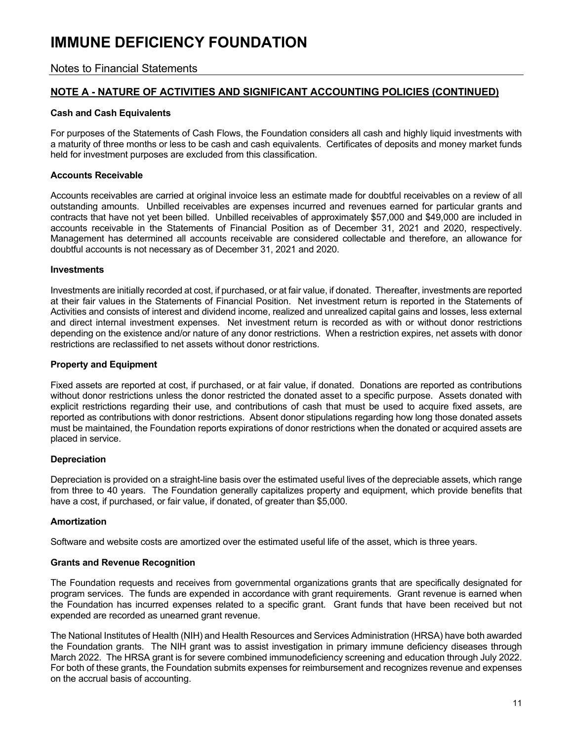# IMMUNE DEFICIENCY FOUNDATION

## Notes to Financial Statements

### NOTE A - NATURE OF ACTIVITIES AND SIGNIFICANT ACCOUNTING POLICIES (CONTINUED)

**Cash and Cash Equivalents**

For purposes of the Statements of Cash Flows, the Foundation considers all cash and highly liquid investments with a maturity of three months or less to be cash and cash equivalents. Certificates of deposits and money market funds held for investment purposes are excluded from this classification.

**Accounts Receivable**

Accounts receivables are carried at original invoice less an estimate made for doubtful receivables on a review of all outstanding amounts. Unbilled receivables are expenses incurred and revenues earned for particular grants and contracts that have not yet been billed. Unbilled receivables of approximately $57,000 and $49,000 are included in accounts receivable in the Statements of Financial Position as of December 31, 2021 and 2020, respectively. Management has determined all accounts receivable are considered collectable and therefore, an allowance for doubtful accounts is not necessary as of December 31, 2021 and 2020.

**Investments**

Investments are initially recorded at cost, if purchased, or at fair value, if donated. Thereafter, investments are reported at their fair values in the Statements of Financial Position. Net investment return is reported in the Statements of Activities and consists of interest and dividend income, realized and unrealized capital gains and losses, less external and direct internal investment expenses. Net investment return is recorded as with or without donor restrictions depending on the existence and/or nature of any donor restrictions. When a restriction expires, net assets with donor restrictions are reclassified to net assets without donor restrictions.

**Property and Equipment**

Fixed assets are reported at cost, if purchased, or at fair value, if donated. Donations are reported as contributions without donor restrictions unless the donor restricted the donated asset to a specific purpose. Assets donated with explicit restrictions regarding their use, and contributions of cash that must be used to acquire fixed assets, are reported as contributions with donor restrictions. Absent donor stipulations regarding how long those donated assets must be maintained, the Foundation reports expirations of donor restrictions when the donated or acquired assets are placed in service.

**Depreciation**

Depreciation is provided on a straight-line basis over the estimated useful lives of the depreciable assets, which range from three to 40 years. The Foundation generally capitalizes property and equipment, which provide benefits that have a cost, if purchased, or fair value, if donated, of greater than $5,000.

**Amortization**

Software and website costs are amortized over the estimated useful life of the asset, which is three years.

**Grants and Revenue Recognition**

The Foundation requests and receives from governmental organizations grants that are specifically designated for program services. The funds are expended in accordance with grant requirements. Grant revenue is earned when the Foundation has incurred expenses related to a specific grant. Grant funds that have been received but not expended are recorded as unearned grant revenue.

The National Institutes of Health (NIH) and Health Resources and Services Administration (HRSA) have both awarded the Foundation grants. The NIH grant was to assist investigation in primary immune deficiency diseases through March 2022. The HRSA grant is for severe combined immunodeficiency screening and education through July 2022. For both of these grants, the Foundation submits expenses for reimbursement and recognizes revenue and expenses on the accrual basis of accounting.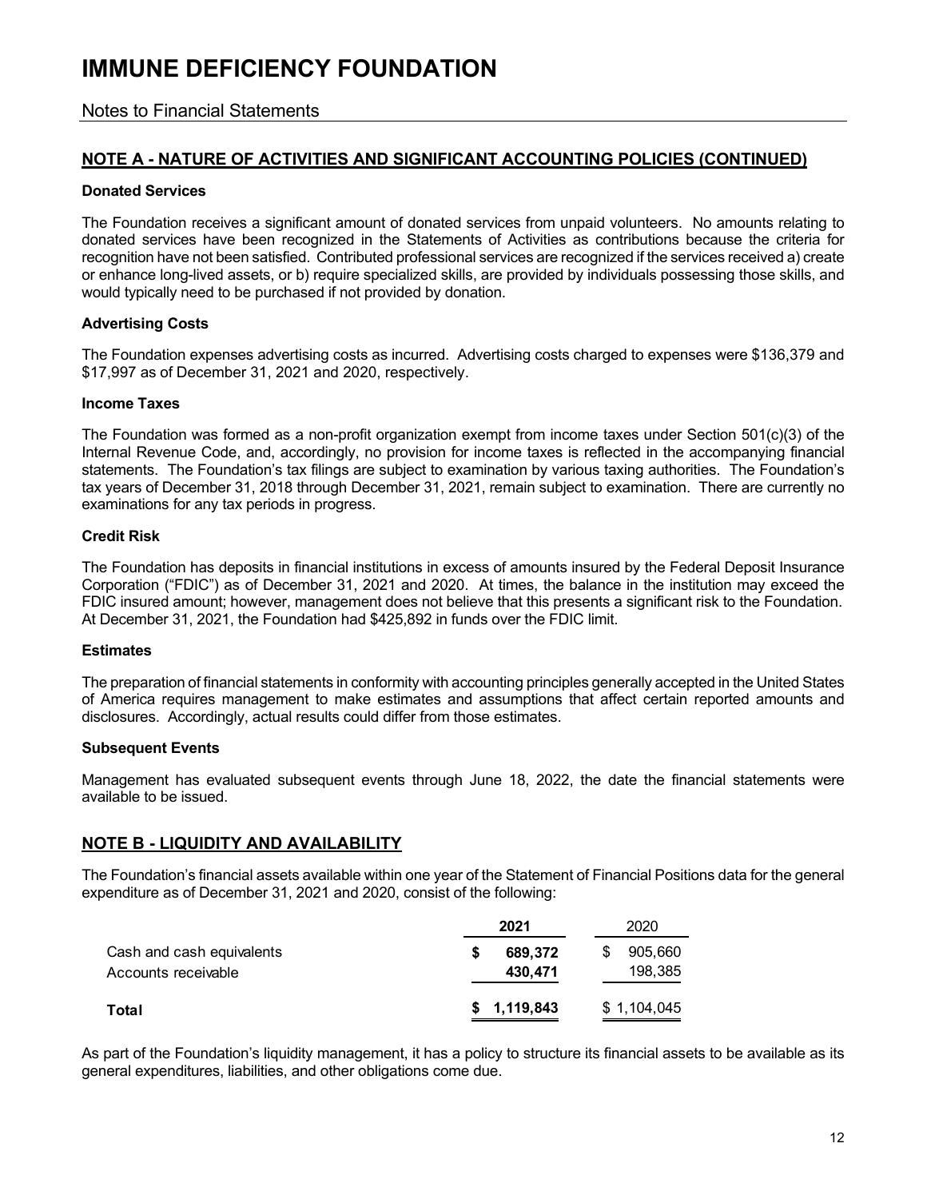# IMMUNE DEFICIENCY FOUNDATION

## Notes to Financial Statements

### NOTE A - NATURE OF ACTIVITIES AND SIGNIFICANT ACCOUNTING POLICIES (CONTINUED)

**Donated Services**

The Foundation receives a significant amount of donated services from unpaid volunteers. No amounts relating to donated services have been recognized in the Statements of Activities as contributions because the criteria for recognition have not been satisfied. Contributed professional services are recognized if the services received a) create or enhance long-lived assets, or b) require specialized skills, are provided by individuals possessing those skills, and would typically need to be purchased if not provided by donation.

**Advertising Costs**

The Foundation expenses advertising costs as incurred. Advertising costs charged to expenses were $136,379 and $17,997 as of December 31, 2021 and 2020, respectively.

**Income Taxes**

The Foundation was formed as a non-profit organization exempt from income taxes under Section 501(c)(3) of the Internal Revenue Code, and, accordingly, no provision for income taxes is reflected in the accompanying financial statements. The Foundation's tax filings are subject to examination by various taxing authorities. The Foundation's tax years of December 31, 2018 through December 31, 2021, remain subject to examination. There are currently no examinations for any tax periods in progress.

**Credit Risk**

The Foundation has deposits in financial institutions in excess of amounts insured by the Federal Deposit Insurance Corporation ("FDIC") as of December 31, 2021 and 2020. At times, the balance in the institution may exceed the FDIC insured amount; however, management does not believe that this presents a significant risk to the Foundation. At December 31, 2021, the Foundation had $425,892 in funds over the FDIC limit.

**Estimates**

The preparation of financial statements in conformity with accounting principles generally accepted in the United States of America requires management to make estimates and assumptions that affect certain reported amounts and disclosures. Accordingly, actual results could differ from those estimates.

**Subsequent Events**

Management has evaluated subsequent events through June 18, 2022, the date the financial statements were available to be issued.

### NOTE B - LIQUIDITY AND AVAILABILITY

The Foundation's financial assets available within one year of the Statement of Financial Positions data for the general expenditure as of December 31, 2021 and 2020, consist of the following:

| | **2021** | 2020 |
|---|---|---|
| Cash and cash equivalents | **$ 689,372** | $ 905,660 |
| Accounts receivable | **430,471** | 198,385 |
| **Total** | **$ 1,119,843** | $ 1,104,045 |

As part of the Foundation's liquidity management, it has a policy to structure its financial assets to be available as its general expenditures, liabilities, and other obligations come due.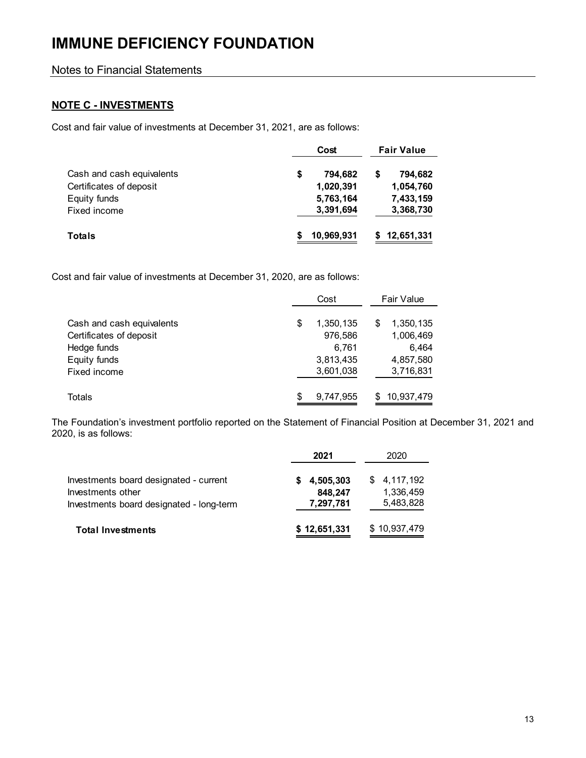# IMMUNE DEFICIENCY FOUNDATION

Notes to Financial Statements

## NOTE C - INVESTMENTS

Cost and fair value of investments at December 31, 2021, are as follows:

| | Cost | Fair Value |
|---|---|---|
| Cash and cash equivalents | $ 794,682 | $ 794,682 |
| Certificates of deposit | 1,020,391 | 1,054,760 |
| Equity funds | 5,763,164 | 7,433,159 |
| Fixed income | 3,391,694 | 3,368,730 |
| **Totals** | **$ 10,969,931** | **$ 12,651,331** |

Cost and fair value of investments at December 31, 2020, are as follows:

| | Cost | Fair Value |
|---|---|---|
| Cash and cash equivalents | $ 1,350,135 | $ 1,350,135 |
| Certificates of deposit | 976,586 | 1,006,469 |
| Hedge funds | 6,761 | 6,464 |
| Equity funds | 3,813,435 | 4,857,580 |
| Fixed income | 3,601,038 | 3,716,831 |
| Totals | $ 9,747,955 | $ 10,937,479 |

The Foundation's investment portfolio reported on the Statement of Financial Position at December 31, 2021 and 2020, is as follows:

| | 2021 | 2020 |
|---|---|---|
| Investments board designated - current | $ 4,505,303 | $ 4,117,192 |
| Investments other | 848,247 | 1,336,459 |
| Investments board designated - long-term | 7,297,781 | 5,483,828 |
| **Total Investments** | **$ 12,651,331** | $ 10,937,479 |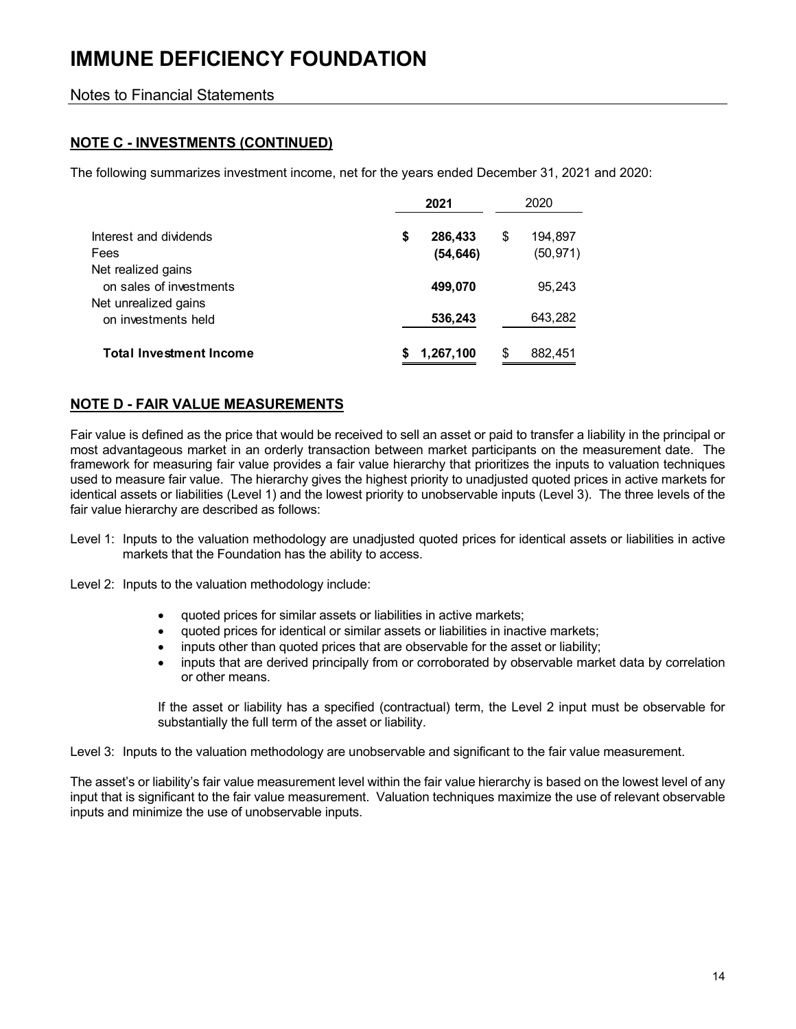# IMMUNE DEFICIENCY FOUNDATION

Notes to Financial Statements

## NOTE C - INVESTMENTS (CONTINUED)

The following summarizes investment income, net for the years ended December 31, 2021 and 2020:

| | 2021 | 2020 |
|---|---|---|
| Interest and dividends | $ 286,433 | $ 194,897 |
| Fees | (54,646) | (50,971) |
| Net realized gains on sales of investments | 499,070 | 95,243 |
| Net unrealized gains on investments held | 536,243 | 643,282 |
| **Total Investment Income** | **$ 1,267,100** | $ 882,451 |

## NOTE D - FAIR VALUE MEASUREMENTS

Fair value is defined as the price that would be received to sell an asset or paid to transfer a liability in the principal or most advantageous market in an orderly transaction between market participants on the measurement date. The framework for measuring fair value provides a fair value hierarchy that prioritizes the inputs to valuation techniques used to measure fair value. The hierarchy gives the highest priority to unadjusted quoted prices in active markets for identical assets or liabilities (Level 1) and the lowest priority to unobservable inputs (Level 3). The three levels of the fair value hierarchy are described as follows:

Level 1: Inputs to the valuation methodology are unadjusted quoted prices for identical assets or liabilities in active markets that the Foundation has the ability to access.

Level 2: Inputs to the valuation methodology include:

- quoted prices for similar assets or liabilities in active markets;
- quoted prices for identical or similar assets or liabilities in inactive markets;
- inputs other than quoted prices that are observable for the asset or liability;
- inputs that are derived principally from or corroborated by observable market data by correlation or other means.

If the asset or liability has a specified (contractual) term, the Level 2 input must be observable for substantially the full term of the asset or liability.

Level 3: Inputs to the valuation methodology are unobservable and significant to the fair value measurement.

The asset's or liability's fair value measurement level within the fair value hierarchy is based on the lowest level of any input that is significant to the fair value measurement. Valuation techniques maximize the use of relevant observable inputs and minimize the use of unobservable inputs.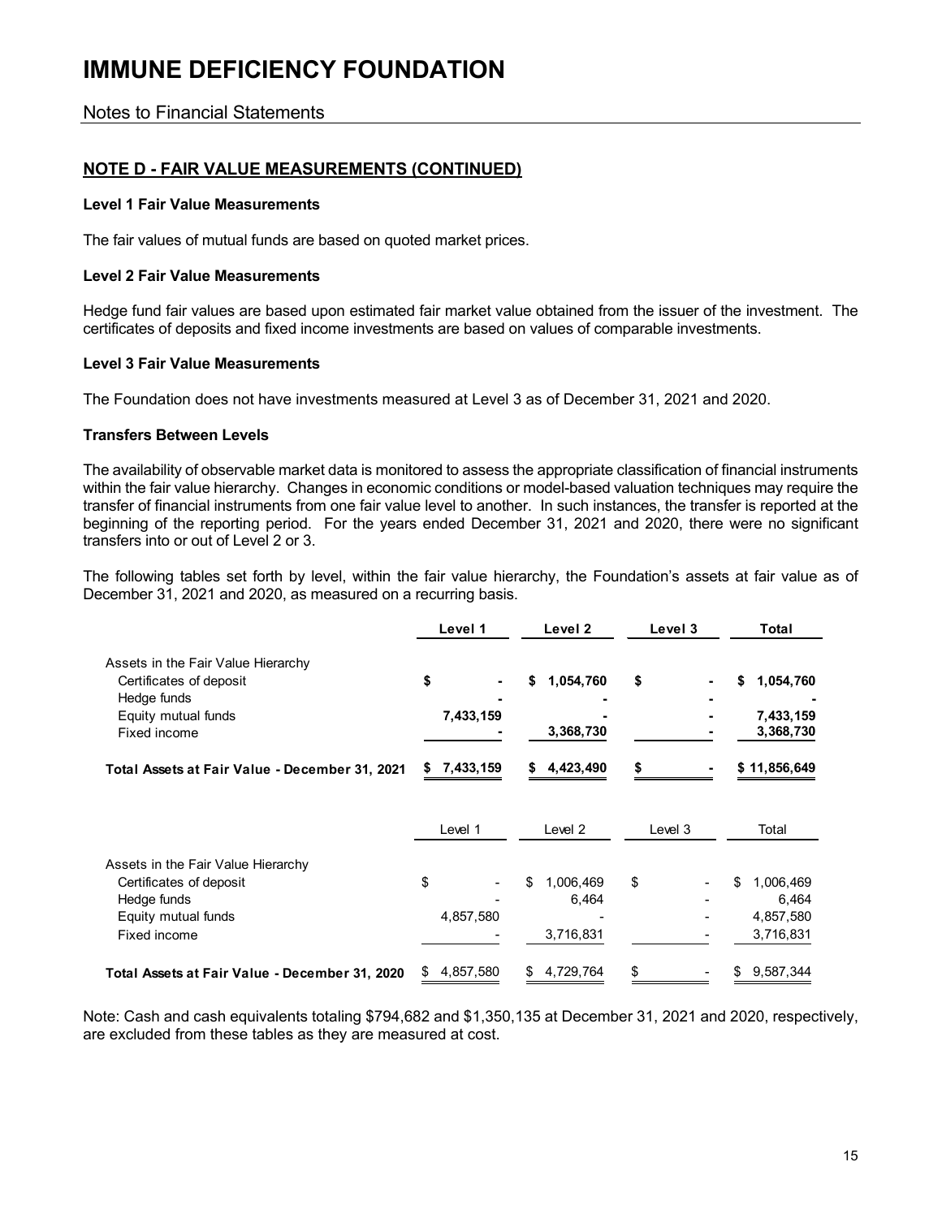# IMMUNE DEFICIENCY FOUNDATION

Notes to Financial Statements

## NOTE D - FAIR VALUE MEASUREMENTS (CONTINUED)

**Level 1 Fair Value Measurements**

The fair values of mutual funds are based on quoted market prices.

**Level 2 Fair Value Measurements**

Hedge fund fair values are based upon estimated fair market value obtained from the issuer of the investment. The certificates of deposits and fixed income investments are based on values of comparable investments.

**Level 3 Fair Value Measurements**

The Foundation does not have investments measured at Level 3 as of December 31, 2021 and 2020.

**Transfers Between Levels**

The availability of observable market data is monitored to assess the appropriate classification of financial instruments within the fair value hierarchy. Changes in economic conditions or model-based valuation techniques may require the transfer of financial instruments from one fair value level to another. In such instances, the transfer is reported at the beginning of the reporting period. For the years ended December 31, 2021 and 2020, there were no significant transfers into or out of Level 2 or 3.

The following tables set forth by level, within the fair value hierarchy, the Foundation's assets at fair value as of December 31, 2021 and 2020, as measured on a recurring basis.

| | Level 1 | Level 2 | Level 3 | Total |
|---|---|---|---|---|
| Assets in the Fair Value Hierarchy | | | | |
| Certificates of deposit | $ - | $ 1,054,760 | $ - | $ 1,054,760 |
| Hedge funds | - | - | - | - |
| Equity mutual funds | 7,433,159 | - | - | 7,433,159 |
| Fixed income | - | 3,368,730 | - | 3,368,730 |
| **Total Assets at Fair Value - December 31, 2021** | **$ 7,433,159** | **$ 4,423,490** | **$ -** | **$ 11,856,649** |

| | Level 1 | Level 2 | Level 3 | Total |
|---|---|---|---|---|
| Assets in the Fair Value Hierarchy | | | | |
| Certificates of deposit | $ - | $ 1,006,469 | $ - | $ 1,006,469 |
| Hedge funds | - | 6,464 | - | 6,464 |
| Equity mutual funds | 4,857,580 | - | - | 4,857,580 |
| Fixed income | - | 3,716,831 | - | 3,716,831 |
| **Total Assets at Fair Value - December 31, 2020** | $ 4,857,580 | $ 4,729,764 | $ - | $ 9,587,344 |

Note: Cash and cash equivalents totaling $794,682 and $1,350,135 at December 31, 2021 and 2020, respectively, are excluded from these tables as they are measured at cost.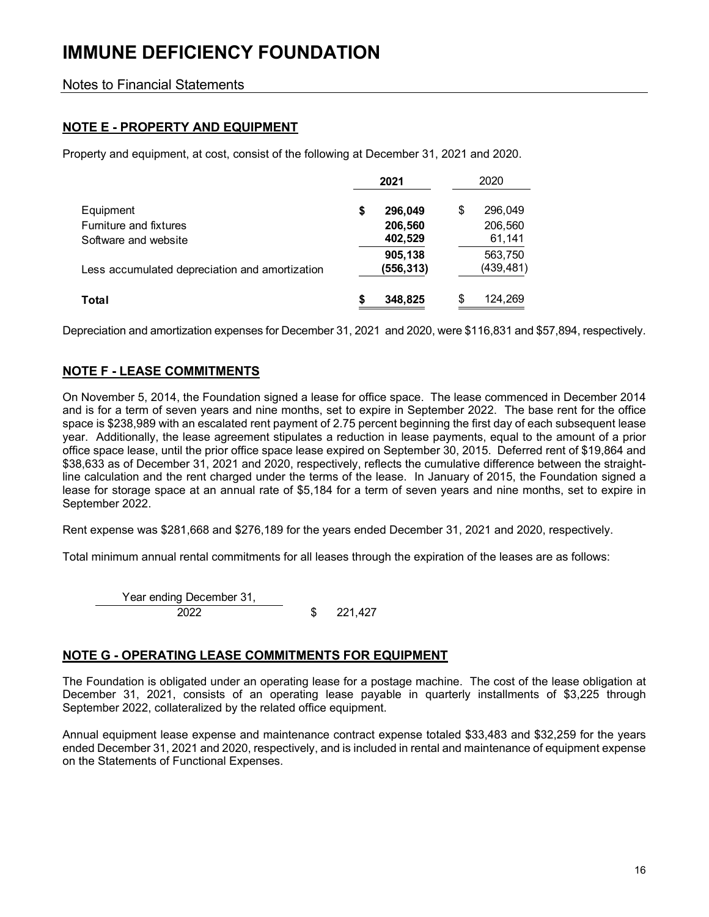# IMMUNE DEFICIENCY FOUNDATION

## Notes to Financial Statements

### NOTE E - PROPERTY AND EQUIPMENT

Property and equipment, at cost, consist of the following at December 31, 2021 and 2020.

| | 2021 | 2020 |
|---|---|---|
| Equipment | $ 296,049 | $ 296,049 |
| Furniture and fixtures | 206,560 | 206,560 |
| Software and website | 402,529 | 61,141 |
| | 905,138 | 563,750 |
| Less accumulated depreciation and amortization | (556,313) | (439,481) |
| **Total** | $ 348,825 | $ 124,269 |

Depreciation and amortization expenses for December 31, 2021 and 2020, were $116,831 and $57,894, respectively.

### NOTE F - LEASE COMMITMENTS

On November 5, 2014, the Foundation signed a lease for office space. The lease commenced in December 2014 and is for a term of seven years and nine months, set to expire in September 2022. The base rent for the office space is $238,989 with an escalated rent payment of 2.75 percent beginning the first day of each subsequent lease year. Additionally, the lease agreement stipulates a reduction in lease payments, equal to the amount of a prior office space lease, until the prior office space lease expired on September 30, 2015. Deferred rent of $19,864 and $38,633 as of December 31, 2021 and 2020, respectively, reflects the cumulative difference between the straight-line calculation and the rent charged under the terms of the lease. In January of 2015, the Foundation signed a lease for storage space at an annual rate of $5,184 for a term of seven years and nine months, set to expire in September 2022.

Rent expense was $281,668 and $276,189 for the years ended December 31, 2021 and 2020, respectively.

Total minimum annual rental commitments for all leases through the expiration of the leases are as follows:

| Year ending December 31, | |
|---|---|
| 2022 | $ 221,427 |

### NOTE G - OPERATING LEASE COMMITMENTS FOR EQUIPMENT

The Foundation is obligated under an operating lease for a postage machine. The cost of the lease obligation at December 31, 2021, consists of an operating lease payable in quarterly installments of $3,225 through September 2022, collateralized by the related office equipment.

Annual equipment lease expense and maintenance contract expense totaled $33,483 and $32,259 for the years ended December 31, 2021 and 2020, respectively, and is included in rental and maintenance of equipment expense on the Statements of Functional Expenses.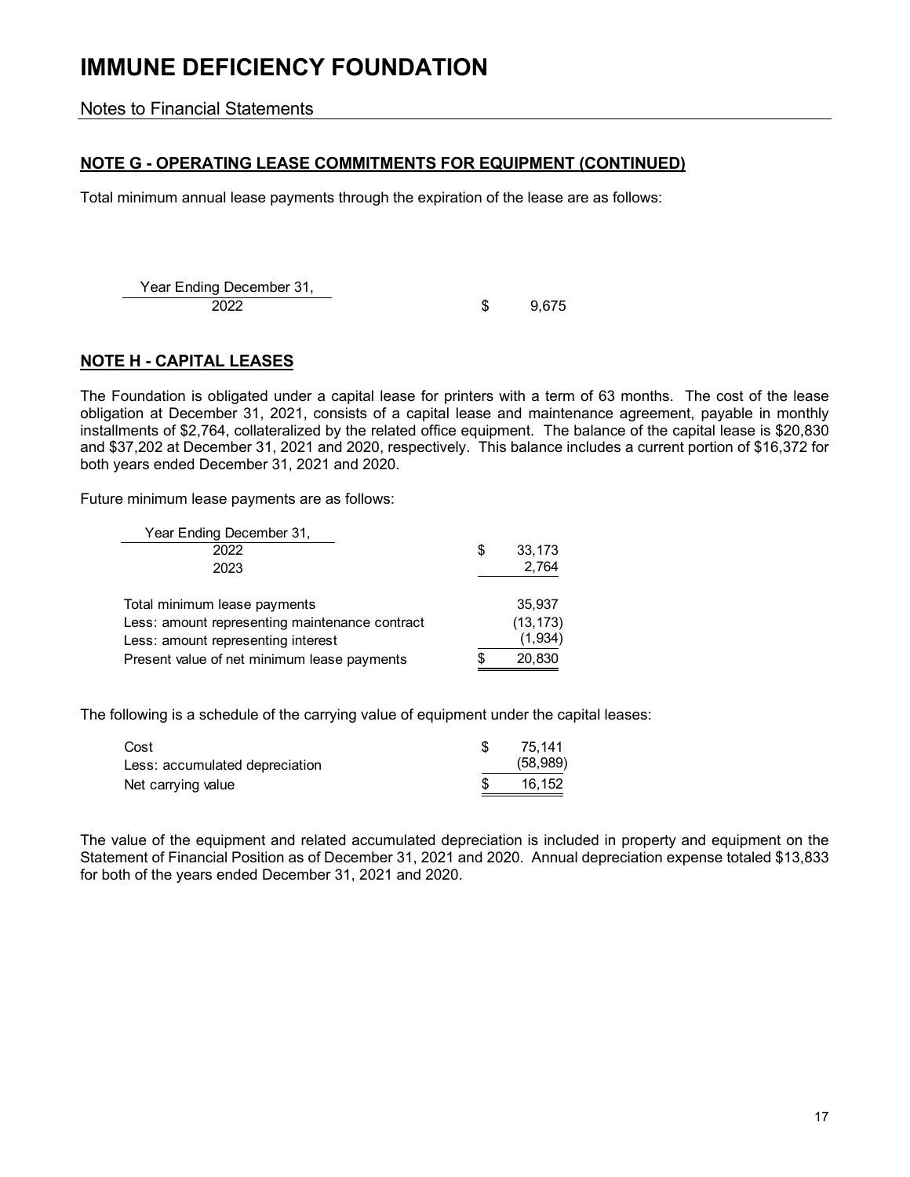# IMMUNE DEFICIENCY FOUNDATION

Notes to Financial Statements

## NOTE G - OPERATING LEASE COMMITMENTS FOR EQUIPMENT (CONTINUED)

Total minimum annual lease payments through the expiration of the lease are as follows:

| Year Ending December 31, | |
|---|---|
| 2022 | $ 9,675 |

## NOTE H - CAPITAL LEASES

The Foundation is obligated under a capital lease for printers with a term of 63 months. The cost of the lease obligation at December 31, 2021, consists of a capital lease and maintenance agreement, payable in monthly installments of $2,764, collateralized by the related office equipment. The balance of the capital lease is $20,830 and $37,202 at December 31, 2021 and 2020, respectively. This balance includes a current portion of $16,372 for both years ended December 31, 2021 and 2020.

Future minimum lease payments are as follows:

| Year Ending December 31, | |
|---|---|
| 2022 | $ 33,173 |
| 2023 | 2,764 |
| Total minimum lease payments | 35,937 |
| Less: amount representing maintenance contract | (13,173) |
| Less: amount representing interest | (1,934) |
| Present value of net minimum lease payments | $ 20,830 |

The following is a schedule of the carrying value of equipment under the capital leases:

| | |
|---|---|
| Cost | $ 75,141 |
| Less: accumulated depreciation | (58,989) |
| Net carrying value | $ 16,152 |

The value of the equipment and related accumulated depreciation is included in property and equipment on the Statement of Financial Position as of December 31, 2021 and 2020. Annual depreciation expense totaled $13,833 for both of the years ended December 31, 2021 and 2020.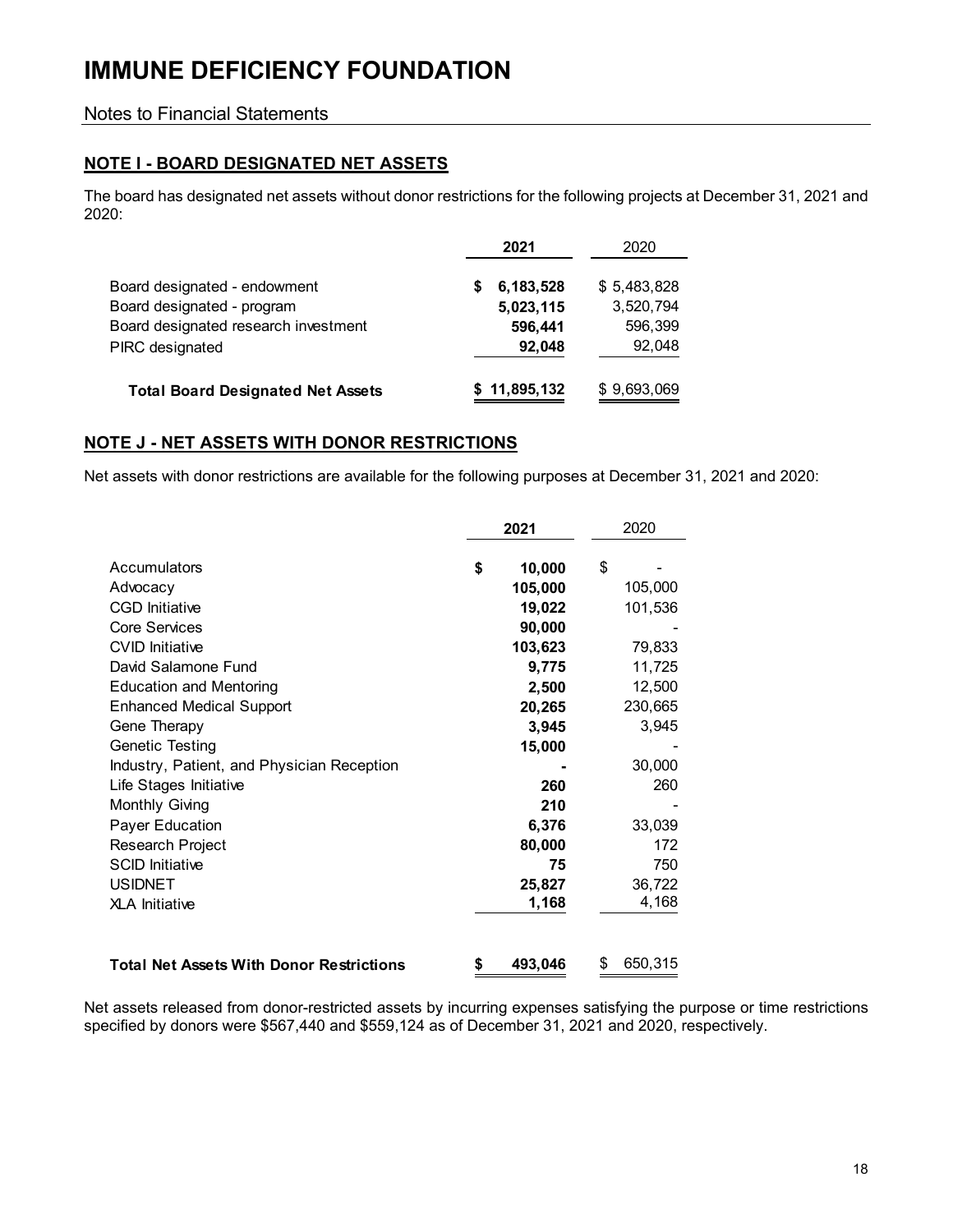# IMMUNE DEFICIENCY FOUNDATION

Notes to Financial Statements

## NOTE I - BOARD DESIGNATED NET ASSETS

The board has designated net assets without donor restrictions for the following projects at December 31, 2021 and 2020:

| | 2021 | 2020 |
|---|---|---|
| Board designated - endowment | $ 6,183,528 | $ 5,483,828 |
| Board designated - program | 5,023,115 | 3,520,794 |
| Board designated research investment | 596,441 | 596,399 |
| PIRC designated | 92,048 | 92,048 |
| **Total Board Designated Net Assets** | $ 11,895,132 | $ 9,693,069 |

## NOTE J - NET ASSETS WITH DONOR RESTRICTIONS

Net assets with donor restrictions are available for the following purposes at December 31, 2021 and 2020:

| | 2021 | 2020 |
|---|---|---|
| Accumulators | $ 10,000 | $ - |
| Advocacy | 105,000 | 105,000 |
| CGD Initiative | 19,022 | 101,536 |
| Core Services | 90,000 | - |
| CVID Initiative | 103,623 | 79,833 |
| David Salamone Fund | 9,775 | 11,725 |
| Education and Mentoring | 2,500 | 12,500 |
| Enhanced Medical Support | 20,265 | 230,665 |
| Gene Therapy | 3,945 | 3,945 |
| Genetic Testing | 15,000 | - |
| Industry, Patient, and Physician Reception | - | 30,000 |
| Life Stages Initiative | 260 | 260 |
| Monthly Giving | 210 | - |
| Payer Education | 6,376 | 33,039 |
| Research Project | 80,000 | 172 |
| SCID Initiative | 75 | 750 |
| USIDNET | 25,827 | 36,722 |
| XLA Initiative | 1,168 | 4,168 |
| **Total Net Assets With Donor Restrictions** | $ 493,046 | $ 650,315 |

Net assets released from donor-restricted assets by incurring expenses satisfying the purpose or time restrictions specified by donors were $567,440 and $559,124 as of December 31, 2021 and 2020, respectively.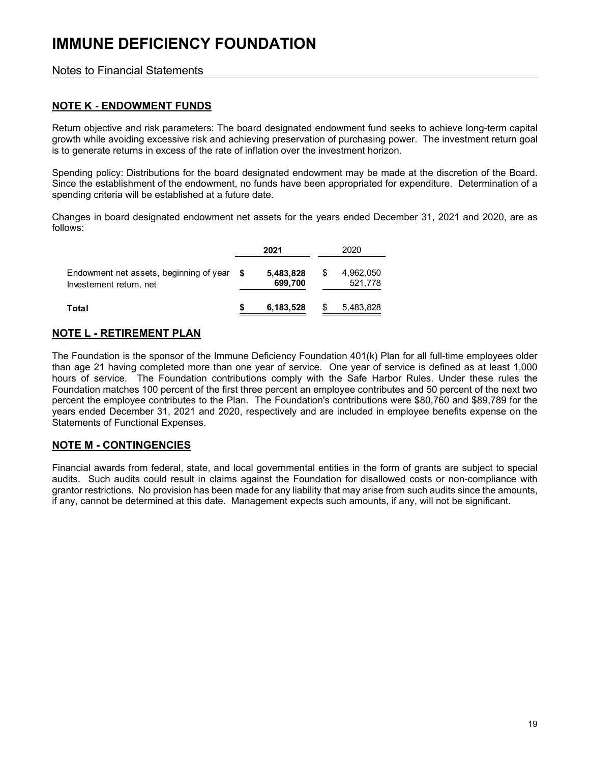# IMMUNE DEFICIENCY FOUNDATION

Notes to Financial Statements

## NOTE K - ENDOWMENT FUNDS

Return objective and risk parameters: The board designated endowment fund seeks to achieve long-term capital growth while avoiding excessive risk and achieving preservation of purchasing power. The investment return goal is to generate returns in excess of the rate of inflation over the investment horizon.

Spending policy: Distributions for the board designated endowment may be made at the discretion of the Board. Since the establishment of the endowment, no funds have been appropriated for expenditure. Determination of a spending criteria will be established at a future date.

Changes in board designated endowment net assets for the years ended December 31, 2021 and 2020, are as follows:

| | **2021** | 2020 |
|---|---|---|
| Endowment net assets, beginning of year | **$ 5,483,828** | $ 4,962,050 |
| Investement return, net | **699,700** | 521,778 |
| **Total** | **$ 6,183,528** | $ 5,483,828 |

## NOTE L - RETIREMENT PLAN

The Foundation is the sponsor of the Immune Deficiency Foundation 401(k) Plan for all full-time employees older than age 21 having completed more than one year of service. One year of service is defined as at least 1,000 hours of service. The Foundation contributions comply with the Safe Harbor Rules. Under these rules the Foundation matches 100 percent of the first three percent an employee contributes and 50 percent of the next two percent the employee contributes to the Plan. The Foundation's contributions were $80,760 and $89,789 for the years ended December 31, 2021 and 2020, respectively and are included in employee benefits expense on the Statements of Functional Expenses.

## NOTE M - CONTINGENCIES

Financial awards from federal, state, and local governmental entities in the form of grants are subject to special audits. Such audits could result in claims against the Foundation for disallowed costs or non-compliance with grantor restrictions. No provision has been made for any liability that may arise from such audits since the amounts, if any, cannot be determined at this date. Management expects such amounts, if any, will not be significant.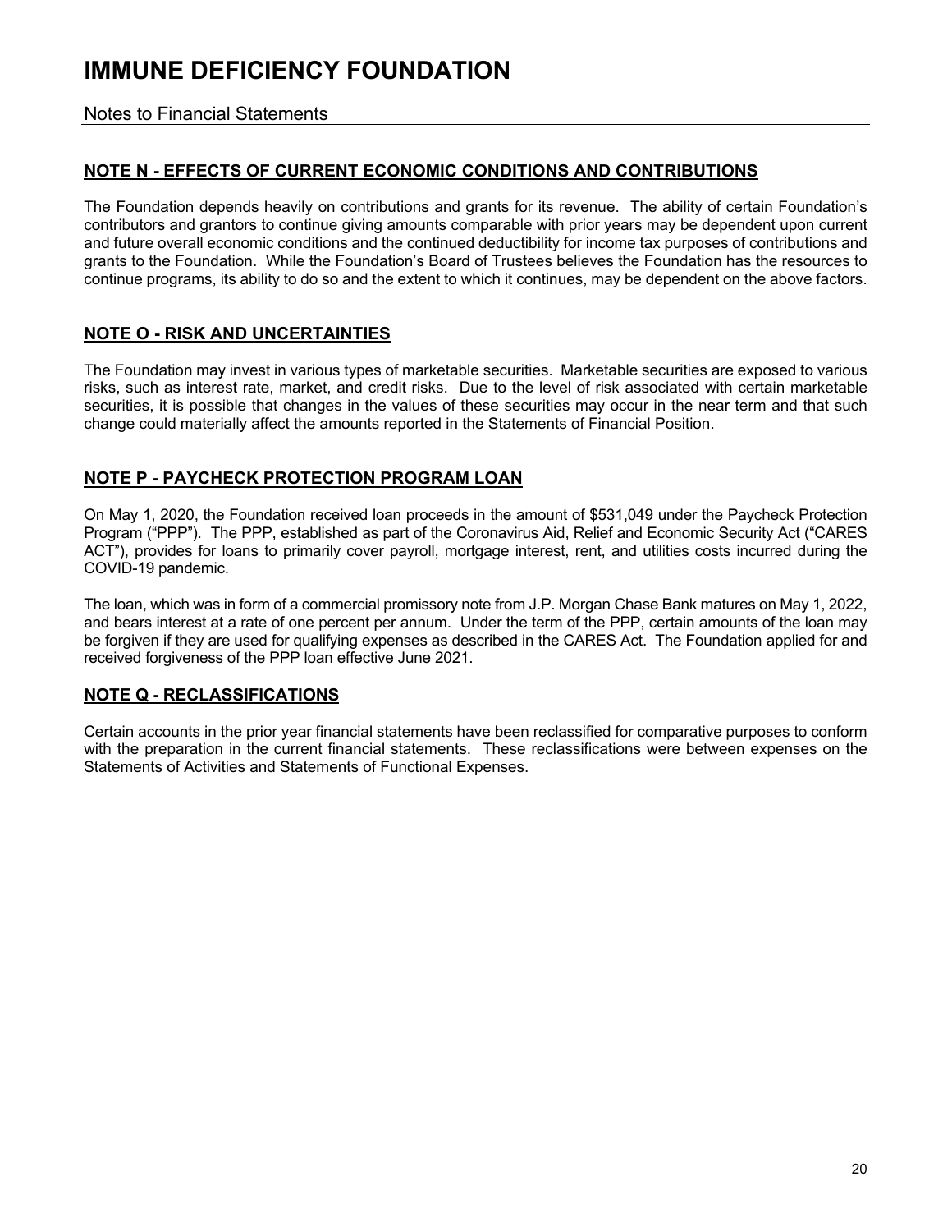# IMMUNE DEFICIENCY FOUNDATION

Notes to Financial Statements

## NOTE N - EFFECTS OF CURRENT ECONOMIC CONDITIONS AND CONTRIBUTIONS

The Foundation depends heavily on contributions and grants for its revenue. The ability of certain Foundation's contributors and grantors to continue giving amounts comparable with prior years may be dependent upon current and future overall economic conditions and the continued deductibility for income tax purposes of contributions and grants to the Foundation. While the Foundation's Board of Trustees believes the Foundation has the resources to continue programs, its ability to do so and the extent to which it continues, may be dependent on the above factors.

## NOTE O - RISK AND UNCERTAINTIES

The Foundation may invest in various types of marketable securities. Marketable securities are exposed to various risks, such as interest rate, market, and credit risks. Due to the level of risk associated with certain marketable securities, it is possible that changes in the values of these securities may occur in the near term and that such change could materially affect the amounts reported in the Statements of Financial Position.

## NOTE P - PAYCHECK PROTECTION PROGRAM LOAN

On May 1, 2020, the Foundation received loan proceeds in the amount of $531,049 under the Paycheck Protection Program ("PPP"). The PPP, established as part of the Coronavirus Aid, Relief and Economic Security Act ("CARES ACT"), provides for loans to primarily cover payroll, mortgage interest, rent, and utilities costs incurred during the COVID-19 pandemic.

The loan, which was in form of a commercial promissory note from J.P. Morgan Chase Bank matures on May 1, 2022, and bears interest at a rate of one percent per annum. Under the term of the PPP, certain amounts of the loan may be forgiven if they are used for qualifying expenses as described in the CARES Act. The Foundation applied for and received forgiveness of the PPP loan effective June 2021.

## NOTE Q - RECLASSIFICATIONS

Certain accounts in the prior year financial statements have been reclassified for comparative purposes to conform with the preparation in the current financial statements. These reclassifications were between expenses on the Statements of Activities and Statements of Functional Expenses.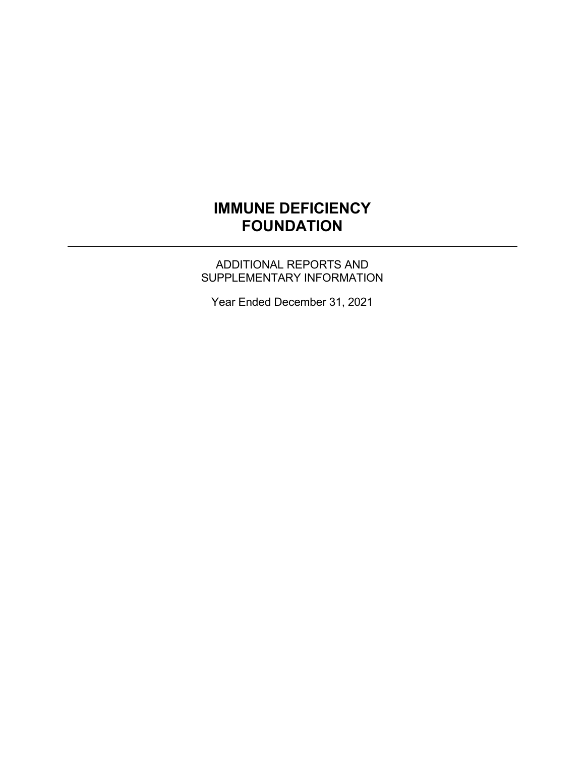# IMMUNE DEFICIENCY FOUNDATION

---

ADDITIONAL REPORTS AND SUPPLEMENTARY INFORMATION

Year Ended December 31, 2021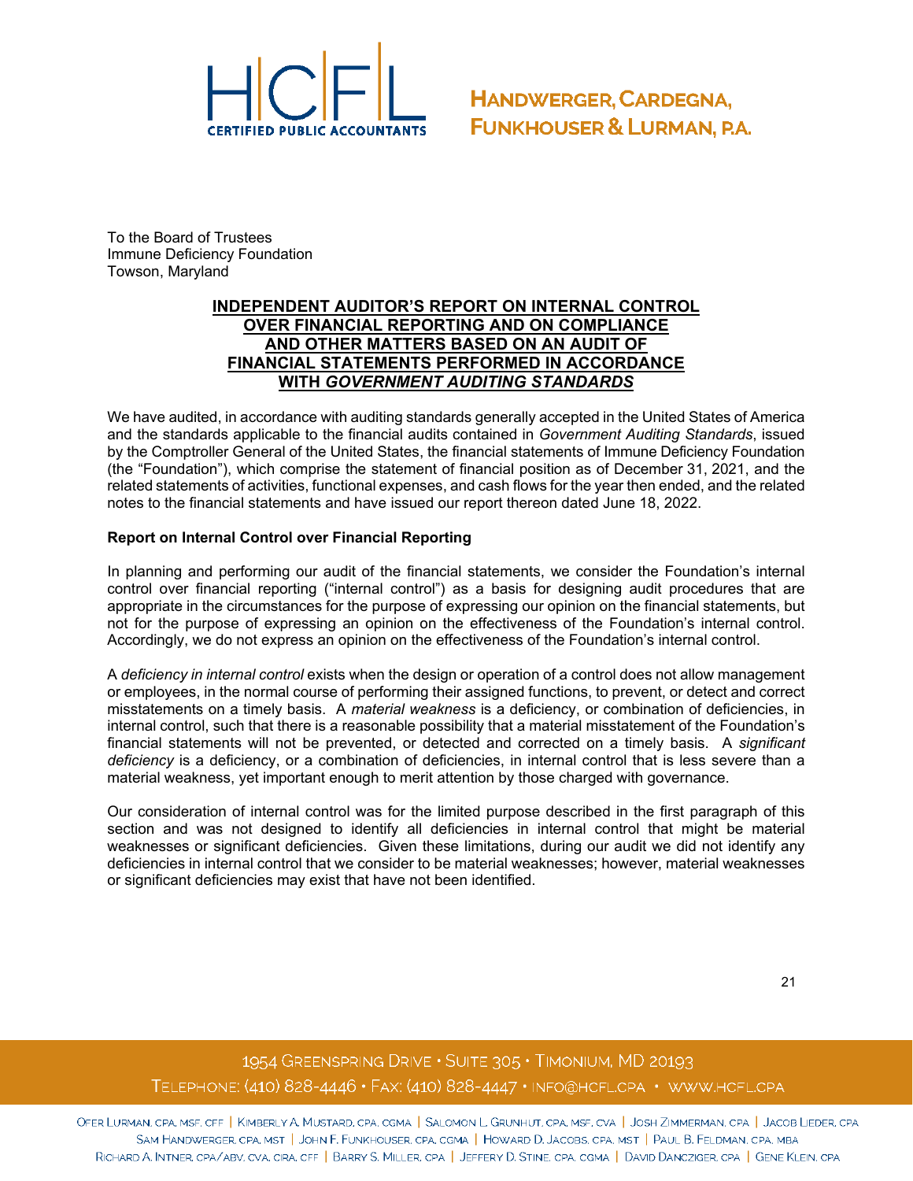HANDWERGER, CARDEGNA, FUNKHOUSER & LURMAN, P.A.

To the Board of Trustees
Immune Deficiency Foundation
Towson, Maryland

## INDEPENDENT AUDITOR'S REPORT ON INTERNAL CONTROL OVER FINANCIAL REPORTING AND ON COMPLIANCE AND OTHER MATTERS BASED ON AN AUDIT OF FINANCIAL STATEMENTS PERFORMED IN ACCORDANCE WITH *GOVERNMENT AUDITING STANDARDS*

We have audited, in accordance with auditing standards generally accepted in the United States of America and the standards applicable to the financial audits contained in *Government Auditing Standards*, issued by the Comptroller General of the United States, the financial statements of Immune Deficiency Foundation (the "Foundation"), which comprise the statement of financial position as of December 31, 2021, and the related statements of activities, functional expenses, and cash flows for the year then ended, and the related notes to the financial statements and have issued our report thereon dated June 18, 2022.

**Report on Internal Control over Financial Reporting**

In planning and performing our audit of the financial statements, we consider the Foundation's internal control over financial reporting ("internal control") as a basis for designing audit procedures that are appropriate in the circumstances for the purpose of expressing our opinion on the financial statements, but not for the purpose of expressing an opinion on the effectiveness of the Foundation's internal control. Accordingly, we do not express an opinion on the effectiveness of the Foundation's internal control.

A *deficiency in internal control* exists when the design or operation of a control does not allow management or employees, in the normal course of performing their assigned functions, to prevent, or detect and correct misstatements on a timely basis. A *material weakness* is a deficiency, or combination of deficiencies, in internal control, such that there is a reasonable possibility that a material misstatement of the Foundation's financial statements will not be prevented, or detected and corrected on a timely basis. A *significant deficiency* is a deficiency, or a combination of deficiencies, in internal control that is less severe than a material weakness, yet important enough to merit attention by those charged with governance.

Our consideration of internal control was for the limited purpose described in the first paragraph of this section and was not designed to identify all deficiencies in internal control that might be material weaknesses or significant deficiencies. Given these limitations, during our audit we did not identify any deficiencies in internal control that we consider to be material weaknesses; however, material weaknesses or significant deficiencies may exist that have not been identified.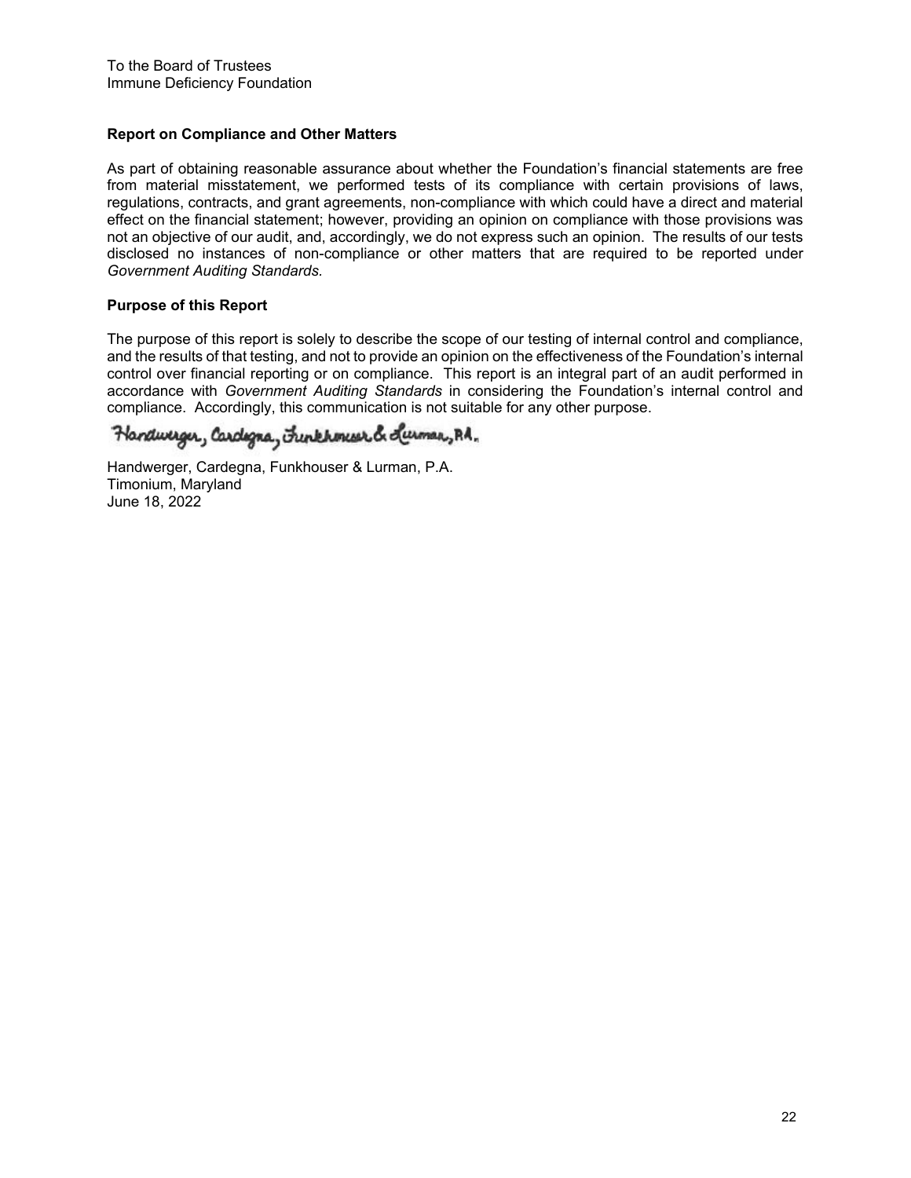To the Board of Trustees
Immune Deficiency Foundation

**Report on Compliance and Other Matters**

As part of obtaining reasonable assurance about whether the Foundation's financial statements are free from material misstatement, we performed tests of its compliance with certain provisions of laws, regulations, contracts, and grant agreements, non-compliance with which could have a direct and material effect on the financial statement; however, providing an opinion on compliance with those provisions was not an objective of our audit, and, accordingly, we do not express such an opinion. The results of our tests disclosed no instances of non-compliance or other matters that are required to be reported under *Government Auditing Standards.*

**Purpose of this Report**

The purpose of this report is solely to describe the scope of our testing of internal control and compliance, and the results of that testing, and not to provide an opinion on the effectiveness of the Foundation's internal control over financial reporting or on compliance. This report is an integral part of an audit performed in accordance with *Government Auditing Standards* in considering the Foundation's internal control and compliance. Accordingly, this communication is not suitable for any other purpose.

*Handwerger, Cardegna, Funkhouser & Lurman, P.A.*

Handwerger, Cardegna, Funkhouser & Lurman, P.A.
Timonium, Maryland
June 18, 2022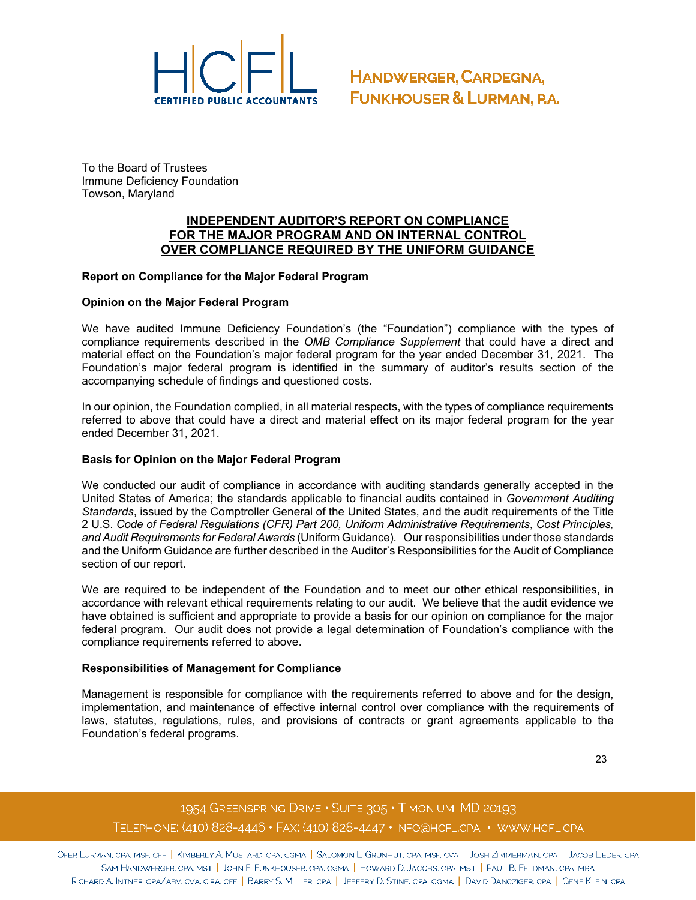To the Board of Trustees
Immune Deficiency Foundation
Towson, Maryland

## INDEPENDENT AUDITOR'S REPORT ON COMPLIANCE FOR THE MAJOR PROGRAM AND ON INTERNAL CONTROL OVER COMPLIANCE REQUIRED BY THE UNIFORM GUIDANCE

### Report on Compliance for the Major Federal Program

### Opinion on the Major Federal Program

We have audited Immune Deficiency Foundation's (the "Foundation") compliance with the types of compliance requirements described in the *OMB Compliance Supplement* that could have a direct and material effect on the Foundation's major federal program for the year ended December 31, 2021. The Foundation's major federal program is identified in the summary of auditor's results section of the accompanying schedule of findings and questioned costs.

In our opinion, the Foundation complied, in all material respects, with the types of compliance requirements referred to above that could have a direct and material effect on its major federal program for the year ended December 31, 2021.

### Basis for Opinion on the Major Federal Program

We conducted our audit of compliance in accordance with auditing standards generally accepted in the United States of America; the standards applicable to financial audits contained in *Government Auditing Standards*, issued by the Comptroller General of the United States, and the audit requirements of the Title 2 U.S. *Code of Federal Regulations (CFR) Part 200, Uniform Administrative Requirements*, *Cost Principles, and Audit Requirements for Federal Awards* (Uniform Guidance). Our responsibilities under those standards and the Uniform Guidance are further described in the Auditor's Responsibilities for the Audit of Compliance section of our report.

We are required to be independent of the Foundation and to meet our other ethical responsibilities, in accordance with relevant ethical requirements relating to our audit. We believe that the audit evidence we have obtained is sufficient and appropriate to provide a basis for our opinion on compliance for the major federal program. Our audit does not provide a legal determination of Foundation's compliance with the compliance requirements referred to above.

### Responsibilities of Management for Compliance

Management is responsible for compliance with the requirements referred to above and for the design, implementation, and maintenance of effective internal control over compliance with the requirements of laws, statutes, regulations, rules, and provisions of contracts or grant agreements applicable to the Foundation's federal programs.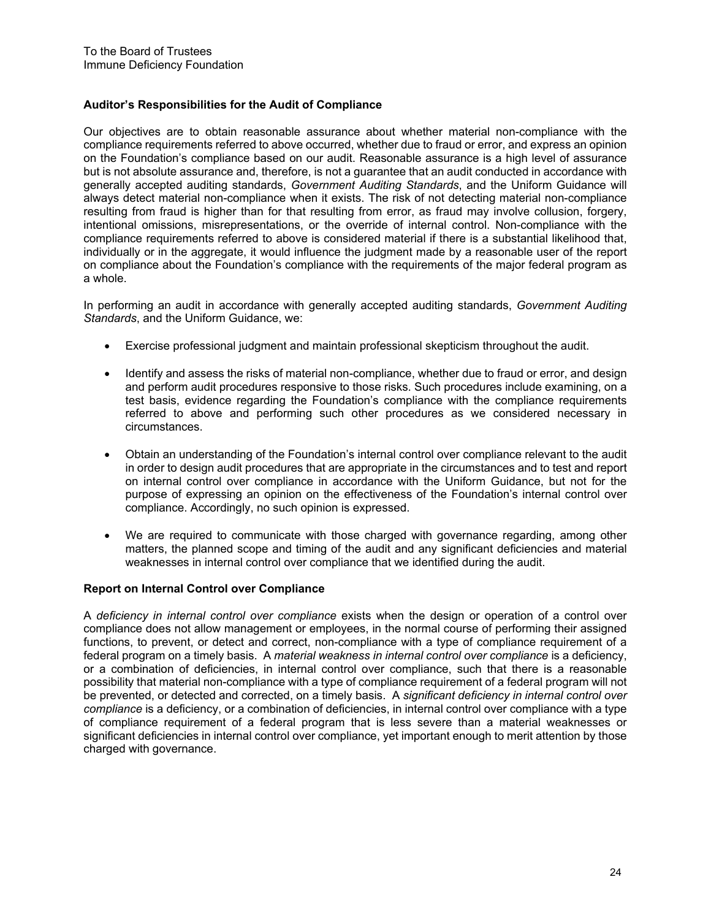To the Board of Trustees
Immune Deficiency Foundation

**Auditor's Responsibilities for the Audit of Compliance**

Our objectives are to obtain reasonable assurance about whether material non-compliance with the compliance requirements referred to above occurred, whether due to fraud or error, and express an opinion on the Foundation's compliance based on our audit. Reasonable assurance is a high level of assurance but is not absolute assurance and, therefore, is not a guarantee that an audit conducted in accordance with generally accepted auditing standards, *Government Auditing Standards*, and the Uniform Guidance will always detect material non-compliance when it exists. The risk of not detecting material non-compliance resulting from fraud is higher than for that resulting from error, as fraud may involve collusion, forgery, intentional omissions, misrepresentations, or the override of internal control. Non-compliance with the compliance requirements referred to above is considered material if there is a substantial likelihood that, individually or in the aggregate, it would influence the judgment made by a reasonable user of the report on compliance about the Foundation's compliance with the requirements of the major federal program as a whole.

In performing an audit in accordance with generally accepted auditing standards, *Government Auditing Standards*, and the Uniform Guidance, we:

- Exercise professional judgment and maintain professional skepticism throughout the audit.

- Identify and assess the risks of material non-compliance, whether due to fraud or error, and design and perform audit procedures responsive to those risks. Such procedures include examining, on a test basis, evidence regarding the Foundation's compliance with the compliance requirements referred to above and performing such other procedures as we considered necessary in circumstances.

- Obtain an understanding of the Foundation's internal control over compliance relevant to the audit in order to design audit procedures that are appropriate in the circumstances and to test and report on internal control over compliance in accordance with the Uniform Guidance, but not for the purpose of expressing an opinion on the effectiveness of the Foundation's internal control over compliance. Accordingly, no such opinion is expressed.

- We are required to communicate with those charged with governance regarding, among other matters, the planned scope and timing of the audit and any significant deficiencies and material weaknesses in internal control over compliance that we identified during the audit.

**Report on Internal Control over Compliance**

A *deficiency in internal control over compliance* exists when the design or operation of a control over compliance does not allow management or employees, in the normal course of performing their assigned functions, to prevent, or detect and correct, non-compliance with a type of compliance requirement of a federal program on a timely basis. A *material weakness in internal control over compliance* is a deficiency, or a combination of deficiencies, in internal control over compliance, such that there is a reasonable possibility that material non-compliance with a type of compliance requirement of a federal program will not be prevented, or detected and corrected, on a timely basis. A *significant deficiency in internal control over compliance* is a deficiency, or a combination of deficiencies, in internal control over compliance with a type of compliance requirement of a federal program that is less severe than a material weaknesses or significant deficiencies in internal control over compliance, yet important enough to merit attention by those charged with governance.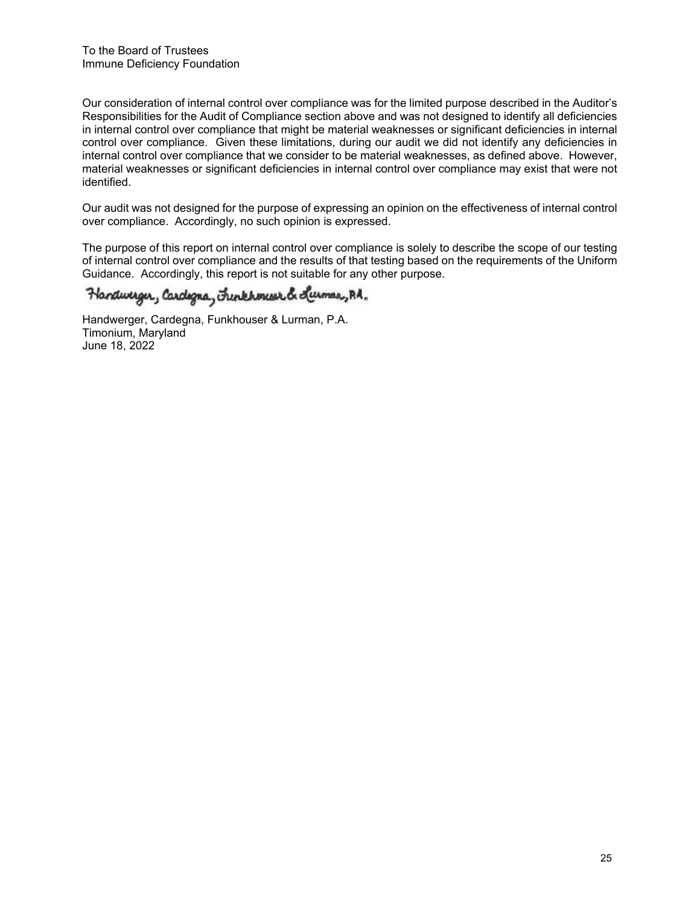To the Board of Trustees
Immune Deficiency Foundation

Our consideration of internal control over compliance was for the limited purpose described in the Auditor's Responsibilities for the Audit of Compliance section above and was not designed to identify all deficiencies in internal control over compliance that might be material weaknesses or significant deficiencies in internal control over compliance. Given these limitations, during our audit we did not identify any deficiencies in internal control over compliance that we consider to be material weaknesses, as defined above. However, material weaknesses or significant deficiencies in internal control over compliance may exist that were not identified.

Our audit was not designed for the purpose of expressing an opinion on the effectiveness of internal control over compliance. Accordingly, no such opinion is expressed.

The purpose of this report on internal control over compliance is solely to describe the scope of our testing of internal control over compliance and the results of that testing based on the requirements of the Uniform Guidance. Accordingly, this report is not suitable for any other purpose.

Handwerger, Cardegna, Funkhouser & Lurman, P.A.

Handwerger, Cardegna, Funkhouser & Lurman, P.A.
Timonium, Maryland
June 18, 2022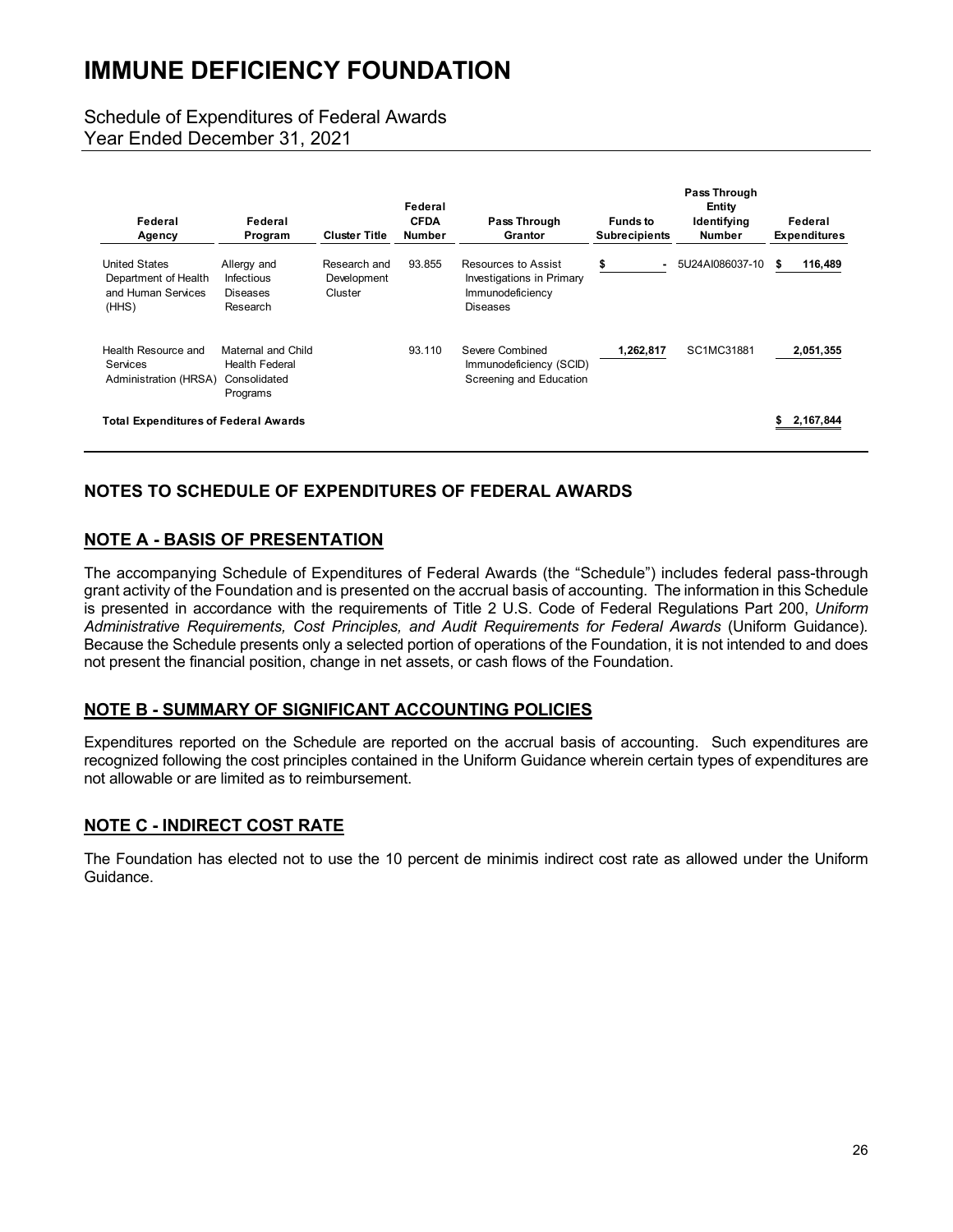# IMMUNE DEFICIENCY FOUNDATION

Schedule of Expenditures of Federal Awards
Year Ended December 31, 2021

| Federal Agency | Federal Program | Cluster Title | Federal CFDA Number | Pass Through Grantor | Funds to Subrecipients | Pass Through Entity Identifying Number | Federal Expenditures |
|---|---|---|---|---|---|---|---|
| United States Department of Health and Human Services (HHS) | Allergy and Infectious Diseases Research | Research and Development Cluster | 93.855 | Resources to Assist Investigations in Primary Immunodeficiency Diseases | $ - | 5U24AI086037-10 | $ 116,489 |
| Health Resource and Services Administration (HRSA) | Maternal and Child Health Federal Consolidated Programs | | 93.110 | Severe Combined Immunodeficiency (SCID) Screening and Education | 1,262,817 | SC1MC31881 | 2,051,355 |
| **Total Expenditures of Federal Awards** | | | | | | | **$ 2,167,844** |

## NOTES TO SCHEDULE OF EXPENDITURES OF FEDERAL AWARDS

## NOTE A - BASIS OF PRESENTATION

The accompanying Schedule of Expenditures of Federal Awards (the "Schedule") includes federal pass-through grant activity of the Foundation and is presented on the accrual basis of accounting. The information in this Schedule is presented in accordance with the requirements of Title 2 U.S. Code of Federal Regulations Part 200, *Uniform Administrative Requirements, Cost Principles, and Audit Requirements for Federal Awards* (Uniform Guidance). Because the Schedule presents only a selected portion of operations of the Foundation, it is not intended to and does not present the financial position, change in net assets, or cash flows of the Foundation.

## NOTE B - SUMMARY OF SIGNIFICANT ACCOUNTING POLICIES

Expenditures reported on the Schedule are reported on the accrual basis of accounting. Such expenditures are recognized following the cost principles contained in the Uniform Guidance wherein certain types of expenditures are not allowable or are limited as to reimbursement.

## NOTE C - INDIRECT COST RATE

The Foundation has elected not to use the 10 percent de minimis indirect cost rate as allowed under the Uniform Guidance.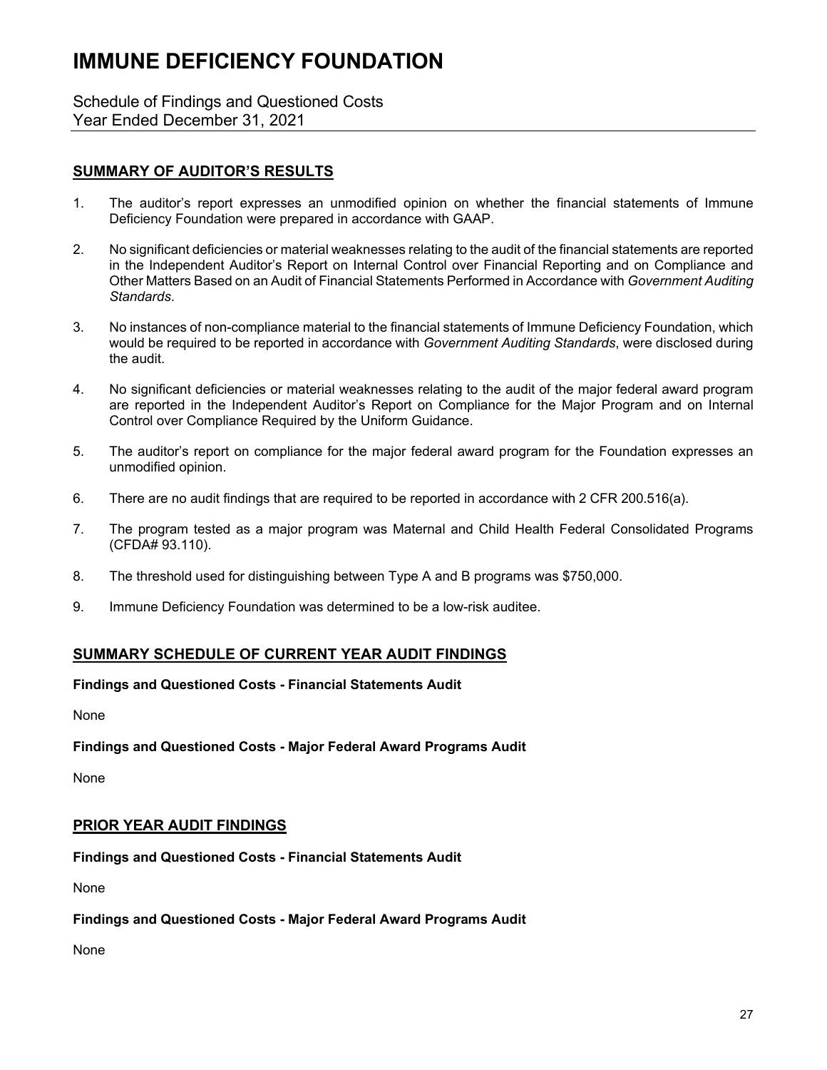# IMMUNE DEFICIENCY FOUNDATION

Schedule of Findings and Questioned Costs
Year Ended December 31, 2021

## SUMMARY OF AUDITOR'S RESULTS

1. The auditor's report expresses an unmodified opinion on whether the financial statements of Immune Deficiency Foundation were prepared in accordance with GAAP.

2. No significant deficiencies or material weaknesses relating to the audit of the financial statements are reported in the Independent Auditor's Report on Internal Control over Financial Reporting and on Compliance and Other Matters Based on an Audit of Financial Statements Performed in Accordance with *Government Auditing Standards*.

3. No instances of non-compliance material to the financial statements of Immune Deficiency Foundation, which would be required to be reported in accordance with *Government Auditing Standards*, were disclosed during the audit.

4. No significant deficiencies or material weaknesses relating to the audit of the major federal award program are reported in the Independent Auditor's Report on Compliance for the Major Program and on Internal Control over Compliance Required by the Uniform Guidance.

5. The auditor's report on compliance for the major federal award program for the Foundation expresses an unmodified opinion.

6. There are no audit findings that are required to be reported in accordance with 2 CFR 200.516(a).

7. The program tested as a major program was Maternal and Child Health Federal Consolidated Programs (CFDA# 93.110).

8. The threshold used for distinguishing between Type A and B programs was $750,000.

9. Immune Deficiency Foundation was determined to be a low-risk auditee.

## SUMMARY SCHEDULE OF CURRENT YEAR AUDIT FINDINGS

**Findings and Questioned Costs - Financial Statements Audit**

None

**Findings and Questioned Costs - Major Federal Award Programs Audit**

None

## PRIOR YEAR AUDIT FINDINGS

**Findings and Questioned Costs - Financial Statements Audit**

None

**Findings and Questioned Costs - Major Federal Award Programs Audit**

None